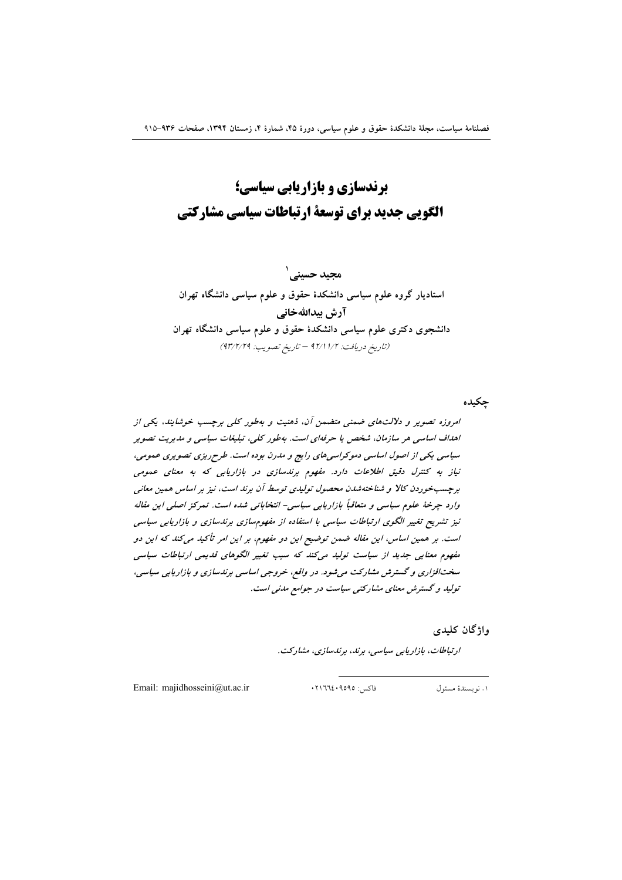# برندسازی و بازاریابی سیاسی؛
# الگویی جدید برای توسعهٔ ارتباطات سیاسی مشارکتی

**مجید حسینی**[1]

استادیار گروه علوم سیاسی دانشکدهٔ حقوق و علوم سیاسی دانشگاه تهران

**آرش بیداللهخانی**

دانشجوی دکتری علوم سیاسی دانشکدهٔ حقوق و علوم سیاسی دانشگاه تهران

*(تاریخ دریافت: ۹۲/۱۱/۲ – تاریخ تصویب: ۹۳/۲/۲۹)*

## چکیده

*امروزه تصویر و دلالت‌های ضمنی متضمن آن، ذهنیت و به‌طور کلی برچسب خوشایند، یکی از اهداف اساسی هر سازمان، شخص یا حرفه‌ای است. به‌طور کلی، تبلیغات سیاسی و مدیریت تصویر سیاسی یکی از اصول اساسی دموکراسی‌های رایج و مدرن بوده است. طرح‌ریزی تصویری عمومی، نیاز به کنترل دقیق اطلاعات دارد. مفهوم برندسازی در بازاریابی که به معنای عمومی برچسب‌خوردن کالا و شناخته‌شدن محصول تولیدی توسط آن برند است، نیز بر اساس همین معانی وارد چرخهٔ علوم سیاسی و متعاقباً بازاریابی سیاسی- انتخاباتی شده است. تمرکز اصلی این مقاله نیز تشریح تغییر الگوی ارتباطات سیاسی با استفاده از مفهوم‌سازی برندسازی و بازاریابی سیاسی است. بر همین اساس، این مقاله ضمن توضیح این دو مفهوم، بر این امر تأکید می‌کند که این دو مفهوم معنایی جدید از سیاست تولید می‌کند که سبب تغییر الگوهای قدیمی ارتباطات سیاسی سخت‌افزاری و گسترش مشارکت می‌شود. در واقع، خروجی اساسی برندسازی و بازاریابی سیاسی، تولید و گسترش معنای مشارکتی سیاست در جوامع مدنی است.*

## واژگان کلیدی

*ارتباطات، بازاریابی سیاسی، برند، برندسازی، مشارکت.*

---

[1] ۱. نویسندهٔ مسئول &nbsp;&nbsp;&nbsp; فاکس: ۰۲۱۶۶۴۰۹۵۹۵ &nbsp;&nbsp;&nbsp; Email: majidhosseini@ut.ac.ir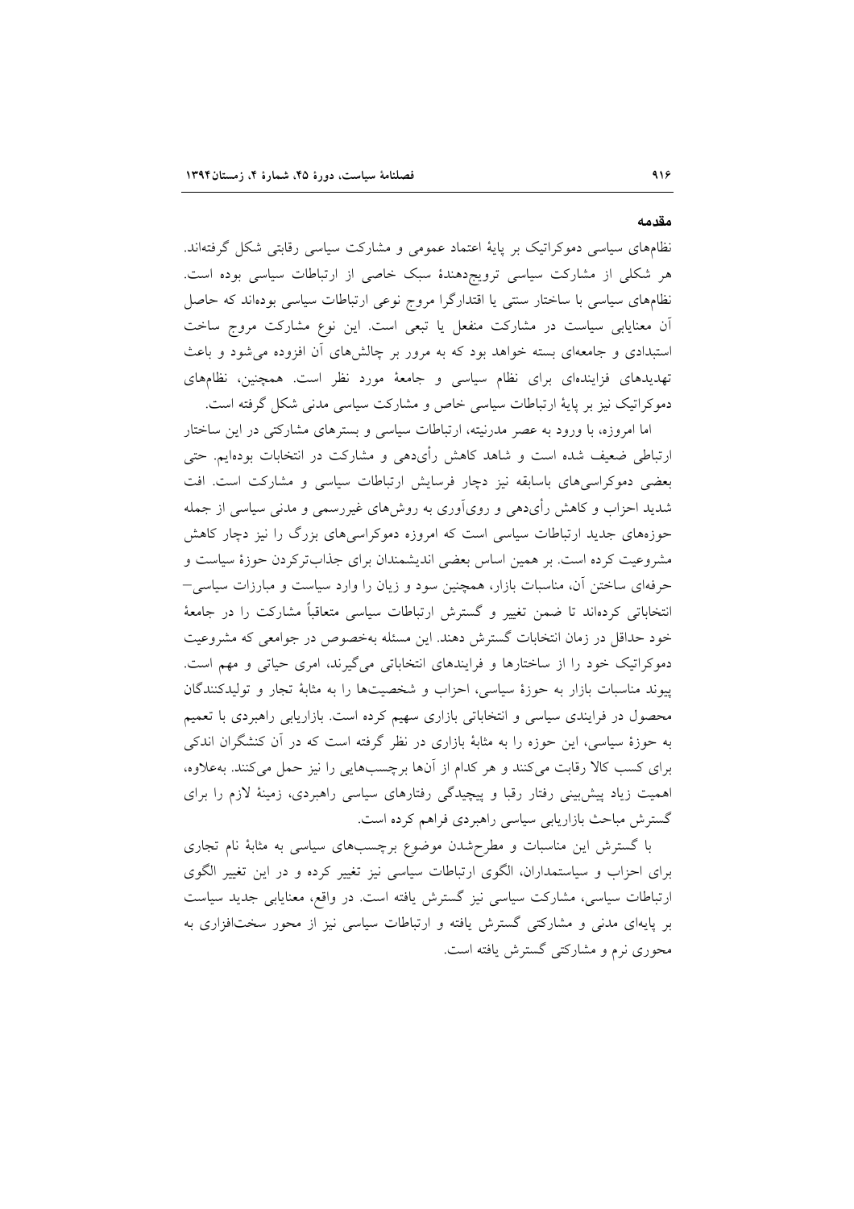## مقدمه

نظام‌های سیاسی دموکراتیک بر پایهٔ اعتماد عمومی و مشارکت سیاسی رقابتی شکل گرفته‌اند. هر شکلی از مشارکت سیاسی ترویج‌دهندهٔ سبک خاصی از ارتباطات سیاسی بوده است. نظام‌های سیاسی با ساختار سنتی یا اقتدارگرا مروج نوعی ارتباطات سیاسی بوده‌اند که حاصل آن معنایابی سیاست در مشارکت منفعل یا تبعی است. این نوع مشارکت مروج ساخت استبدادی و جامعه‌ای بسته خواهد بود که به مرور بر چالش‌های آن افزوده می‌شود و باعث تهدیدهای فزاینده‌ای برای نظام سیاسی و جامعهٔ مورد نظر است. همچنین، نظام‌های دموکراتیک نیز بر پایهٔ ارتباطات سیاسی خاص و مشارکت سیاسی مدنی شکل گرفته است.

اما امروزه، با ورود به عصر مدرنیته، ارتباطات سیاسی و بسترهای مشارکتی در این ساختار ارتباطی ضعیف شده است و شاهد کاهش رأی‌دهی و مشارکت در انتخابات بوده‌ایم. حتی بعضی دموکراسی‌های باسابقه نیز دچار فرسایش ارتباطات سیاسی و مشارکت است. افت شدید احزاب و کاهش رأی‌دهی و روی‌آوری به روش‌های غیررسمی و مدنی سیاسی از جمله حوزه‌های جدید ارتباطات سیاسی است که امروزه دموکراسی‌های بزرگ را نیز دچار کاهش مشروعیت کرده است. بر همین اساس بعضی اندیشمندان برای جذاب‌ترکردن حوزهٔ سیاست و حرفه‌ای ساختن آن، مناسبات بازار، همچنین سود و زیان را وارد سیاست و مبارزات سیاسی– انتخاباتی کرده‌اند تا ضمن تغییر و گسترش ارتباطات سیاسی متعاقباً مشارکت را در جامعهٔ خود حداقل در زمان انتخابات گسترش دهند. این مسئله به‌خصوص در جوامعی که مشروعیت دموکراتیک خود را از ساختارها و فرایندهای انتخاباتی می‌گیرند، امری حیاتی و مهم است. پیوند مناسبات بازار به حوزهٔ سیاسی، احزاب و شخصیت‌ها را به مثابهٔ تجار و تولیدکنندگان محصول در فرایندی سیاسی و انتخاباتی بازاری سهیم کرده است. بازاریابی راهبردی با تعمیم به حوزهٔ سیاسی، این حوزه را به مثابهٔ بازاری در نظر گرفته است که در آن کنشگران اندکی برای کسب کالا رقابت می‌کنند و هر کدام از آن‌ها برچسب‌هایی را نیز حمل می‌کنند. به‌علاوه، اهمیت زیاد پیش‌بینی رفتار رقبا و پیچیدگی رفتارهای سیاسی راهبردی، زمینهٔ لازم را برای گسترش مباحث بازاریابی سیاسی راهبردی فراهم کرده است.

با گسترش این مناسبات و مطرح‌شدن موضوع برچسب‌های سیاسی به مثابهٔ نام تجاری برای احزاب و سیاستمداران، الگوی ارتباطات سیاسی نیز تغییر کرده و در این تغییر الگوی ارتباطات سیاسی، مشارکت سیاسی نیز گسترش یافته است. در واقع، معنایابی جدید سیاست بر پایه‌ای مدنی و مشارکتی گسترش یافته و ارتباطات سیاسی نیز از محور سخت‌افزاری به محوری نرم و مشارکتی گسترش یافته است.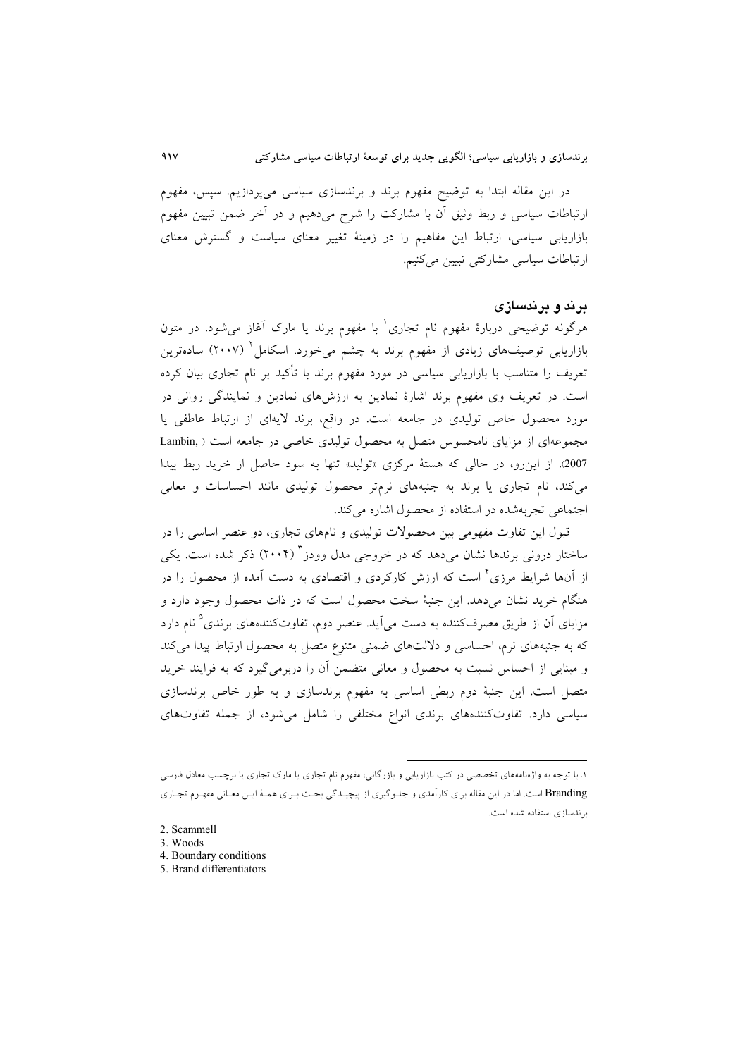در این مقاله ابتدا به توضیح مفهوم برند و برندسازی سیاسی می‌پردازیم. سپس، مفهوم ارتباطات سیاسی و ربط وثیق آن با مشارکت را شرح می‌دهیم و در آخر ضمن تبیین مفهوم بازاریابی سیاسی، ارتباط این مفاهیم را در زمینهٔ تغییر معنای سیاست و گسترش معنای ارتباطات سیاسی مشارکتی تبیین می‌کنیم.

## برند و برندسازی

هرگونه توضیحی دربارهٔ مفهوم نام تجاری[1] با مفهوم برند یا مارک آغاز می‌شود. در متون بازاریابی توصیف‌های زیادی از مفهوم برند به چشم می‌خورد. اسکامل[2] (۲۰۰۷) ساده‌ترین تعریف را متناسب با بازاریابی سیاسی در مورد مفهوم برند با تأکید بر نام تجاری بیان کرده است. در تعریف وی مفهوم برند اشارهٔ نمادین به ارزش‌های نمادین و نمایندگی روانی در مورد محصول خاص تولیدی در جامعه است. در واقع، برند لایه‌ای از ارتباط عاطفی یا مجموعه‌ای از مزایای نامحسوس متصل به محصول تولیدی خاصی در جامعه است (Lambin, 2007). از این‌رو، در حالی که هستهٔ مرکزی «تولید» تنها به سود حاصل از خرید ربط پیدا می‌کند، نام تجاری یا برند به جنبه‌های نرم‌تر محصول تولیدی مانند احساسات و معانی اجتماعی تجربه‌شده در استفاده از محصول اشاره می‌کند.

قبول این تفاوت مفهومی بین محصولات تولیدی و نام‌های تجاری، دو عنصر اساسی را در ساختار درونی برندها نشان می‌دهد که در خروجی مدل وودز[3] (۲۰۰۴) ذکر شده است. یکی از آن‌ها شرایط مرزی[4] است که ارزش کارکردی و اقتصادی به دست آمده از محصول را در هنگام خرید نشان می‌دهد. این جنبهٔ سخت محصول است که در ذات محصول وجود دارد و مزایای آن از طریق مصرف‌کننده به دست می‌آید. عنصر دوم، تفاوت‌کننده‌های برندی[5] نام دارد که به جنبه‌های نرم، احساسی و دلالت‌های ضمنی متنوع متصل به محصول ارتباط پیدا می‌کند و مبنایی از احساس نسبت به محصول و معانی متضمن آن را دربرمی‌گیرد که به فرایند خرید متصل است. این جنبهٔ دوم ربطی اساسی به مفهوم برندسازی و به طور خاص برندسازی سیاسی دارد. تفاوت‌کننده‌های برندی انواع مختلفی را شامل می‌شود، از جمله تفاوت‌های

---

۱. با توجه به واژه‌نامه‌های تخصصی در کتب بازاریابی و بازرگانی، مفهوم نام تجاری یا مارک تجاری یا برچسب معادل فارسی Branding است. اما در این مقاله برای کارآمدی و جلوگیری از پیچیدگی بحث برای همهٔ این معانی مفهوم تجاری برندسازی استفاده شده است.

2. Scammell
3. Woods
4. Boundary conditions
5. Brand differentiators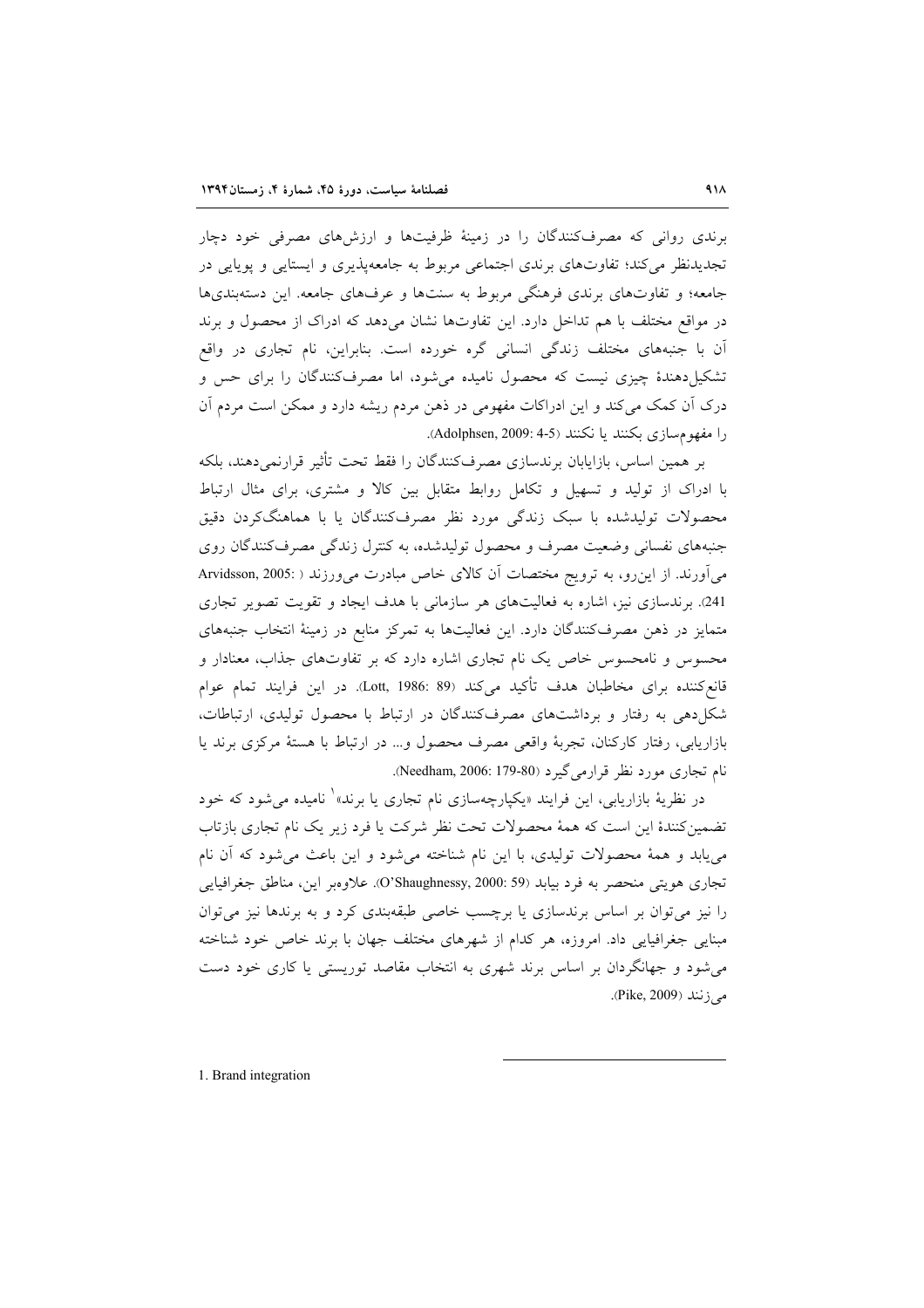برندی روانی که مصرف‌کنندگان را در زمینهٔ ظرفیت‌ها و ارزش‌های مصرفی خود دچار تجدیدنظر می‌کند؛ تفاوت‌های برندی اجتماعی مربوط به جامعه‌پذیری و ایستایی و پویایی در جامعه؛ و تفاوت‌های برندی فرهنگی مربوط به سنت‌ها و عرف‌های جامعه. این دسته‌بندی‌ها در مواقع مختلف با هم تداخل دارد. این تفاوت‌ها نشان می‌دهد که ادراک از محصول و برند آن با جنبه‌های مختلف زندگی انسانی گره خورده است. بنابراین، نام تجاری در واقع تشکیل‌دهندهٔ چیزی نیست که محصول نامیده می‌شود، اما مصرف‌کنندگان را برای حس و درک آن کمک می‌کند و این ادراکات مفهومی در ذهن مردم ریشه دارد و ممکن است مردم آن را مفهوم‌سازی بکنند یا نکنند (Adolphsen, 2009: 4-5).

بر همین اساس، بازاریابان برندسازی مصرف‌کنندگان را فقط تحت تأثیر قرارنمی‌دهند، بلکه با ادراک از تولید و تسهیل و تکامل روابط متقابل بین کالا و مشتری، برای مثال ارتباط محصولات تولیدشده با سبک زندگی مورد نظر مصرف‌کنندگان یا با هماهنگ‌کردن دقیق جنبه‌های نفسانی وضعیت مصرف و محصول تولیدشده، به کنترل زندگی مصرف‌کنندگان روی می‌آورند. از این‌رو، به ترویج مختصات آن کالای خاص مبادرت می‌ورزند (Arvidsson, 2005: 241). برندسازی نیز، اشاره به فعالیت‌های هر سازمانی با هدف ایجاد و تقویت تصویر تجاری متمایز در ذهن مصرف‌کنندگان دارد. این فعالیت‌ها به تمرکز منابع در زمینهٔ انتخاب جنبه‌های محسوس و نامحسوس خاص یک نام تجاری اشاره دارد که بر تفاوت‌های جذاب، معنادار و قانع‌کننده برای مخاطبان هدف تأکید می‌کند (Lott, 1986: 89). در این فرایند تمام عوام شکل‌دهی به رفتار و برداشت‌های مصرف‌کنندگان در ارتباط با محصول تولیدی، ارتباطات، بازاریابی، رفتار کارکنان، تجربهٔ واقعی مصرف محصول و... در ارتباط با هستهٔ مرکزی برند یا نام تجاری مورد نظر قرارمی‌گیرد (Needham, 2006: 179-80).

در نظریهٔ بازاریابی، این فرایند «یکپارچه‌سازی نام تجاری یا برند»[1] نامیده می‌شود که خود تضمین‌کنندهٔ این است که همهٔ محصولات تحت نظر شرکت یا فرد زیر یک نام تجاری بازتاب می‌یابد و همهٔ محصولات تولیدی، با این نام شناخته می‌شود و این باعث می‌شود که آن نام تجاری هویتی منحصر به فرد بیابد (O'Shaughnessy, 2000: 59). علاوه‌بر این، مناطق جغرافیایی را نیز می‌توان بر اساس برندسازی یا برچسب خاصی طبقه‌بندی کرد و به برندها نیز می‌توان مبنایی جغرافیایی داد. امروزه، هر کدام از شهرهای مختلف جهان با برند خاص خود شناخته می‌شود و جهانگردان بر اساس برند شهری به انتخاب مقاصد توریستی یا کاری خود دست می‌زنند (Pike, 2009).

---

1. Brand integration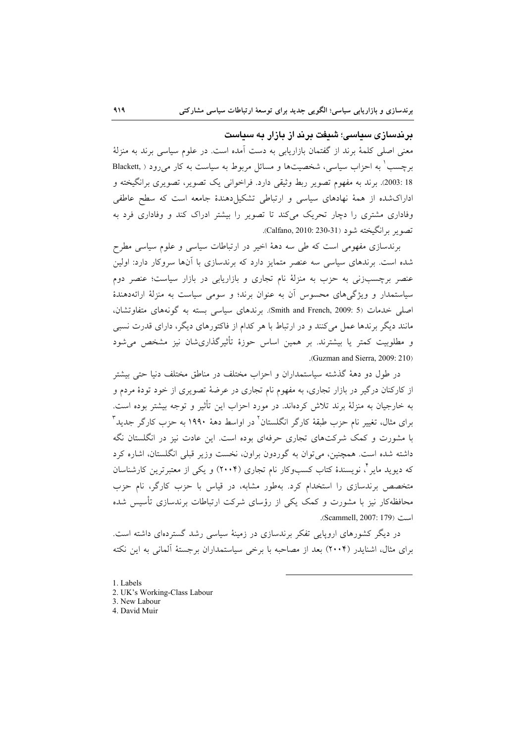## برندسازی سیاسی؛ شیفت برند از بازار به سیاست

معنی اصلی کلمهٔ برند از گفتمان بازاریابی به دست آمده است. در علوم سیاسی برند به منزلهٔ برچسب[1] به احزاب سیاسی، شخصیت‌ها و مسائل مربوط به سیاست به کار می‌رود (Blackett, 2003: 18). برند به مفهوم تصویر ربط وثیقی دارد. فراخوانی یک تصویر، تصویری برانگیخته و ادراک‌شده از همهٔ نهادهای سیاسی و ارتباطی تشکیل‌دهندهٔ جامعه است که سطح عاطفی وفاداری مشتری را دچار تحریک می‌کند تا تصویر را بیشتر ادراک کند و وفاداری فرد به تصویر برانگیخته شود (Calfano, 2010: 230-31).

برندسازی مفهومی است که طی سه دههٔ اخیر در ارتباطات سیاسی و علوم سیاسی مطرح شده است. برندهای سیاسی سه عنصر متمایز دارد که برندسازی با آن‌ها سروکار دارد: اولین عنصر برچسب‌زنی به حزب به منزلهٔ نام تجاری و بازاریابی در بازار سیاست؛ عنصر دوم سیاستمدار و ویژگی‌های محسوس آن به عنوان برند؛ و سومی سیاست به منزلهٔ ارائه‌دهندهٔ اصلی خدمات (Smith and French, 2009: 5). برندهای سیاسی بسته به گونه‌های متفاوتشان، مانند دیگر برندها عمل می‌کنند و در ارتباط با هر کدام از فاکتورهای دیگر، دارای قدرت نسبی و مطلوبیت کمتر یا بیشترند. بر همین اساس حوزهٔ تأثیرگذاری‌شان نیز مشخص می‌شود (Guzman and Sierra, 2009: 210).

در طول دو دههٔ گذشته سیاستمداران و احزاب مختلف در مناطق مختلف دنیا حتی بیشتر از کارکنان درگیر در بازار تجاری، به مفهوم نام تجاری در عرضهٔ تصویری از خود تودهٔ مردم و به خارجیان به منزلهٔ برند تلاش کرده‌اند. در مورد احزاب این تأثیر و توجه بیشتر بوده است. برای مثال، تغییر نام حزب طبقهٔ کارگر انگلستان[2] در اواسط دههٔ ۱۹۹۰ به حزب کارگر جدید[3] با مشورت و کمک شرکت‌های تجاری حرفه‌ای بوده است. این عادت نیز در انگلستان نگه داشته شده است. همچنین، می‌توان به گوردون براون، نخست وزیر قبلی انگلستان، اشاره کرد که دیوید مایر[4]، نویسندهٔ کتاب کسب‌وکار نام تجاری (۲۰۰۴) و یکی از معتبرترین کارشناسان متخصص برندسازی را استخدام کرد. به‌طور مشابه، در قیاس با حزب کارگر، نام حزب محافظه‌کار نیز با مشورت و کمک یکی از رؤسای شرکت ارتباطات برندسازی تأسیس شده است (Scammell, 2007: 179).

در دیگر کشورهای اروپایی تفکر برندسازی در زمینهٔ سیاسی رشد گسترده‌ای داشته است. برای مثال، اشنایدر (۲۰۰۴) بعد از مصاحبه با برخی سیاستمداران برجستهٔ آلمانی به این نکته

---

1. Labels
2. UK's Working-Class Labour
3. New Labour
4. David Muir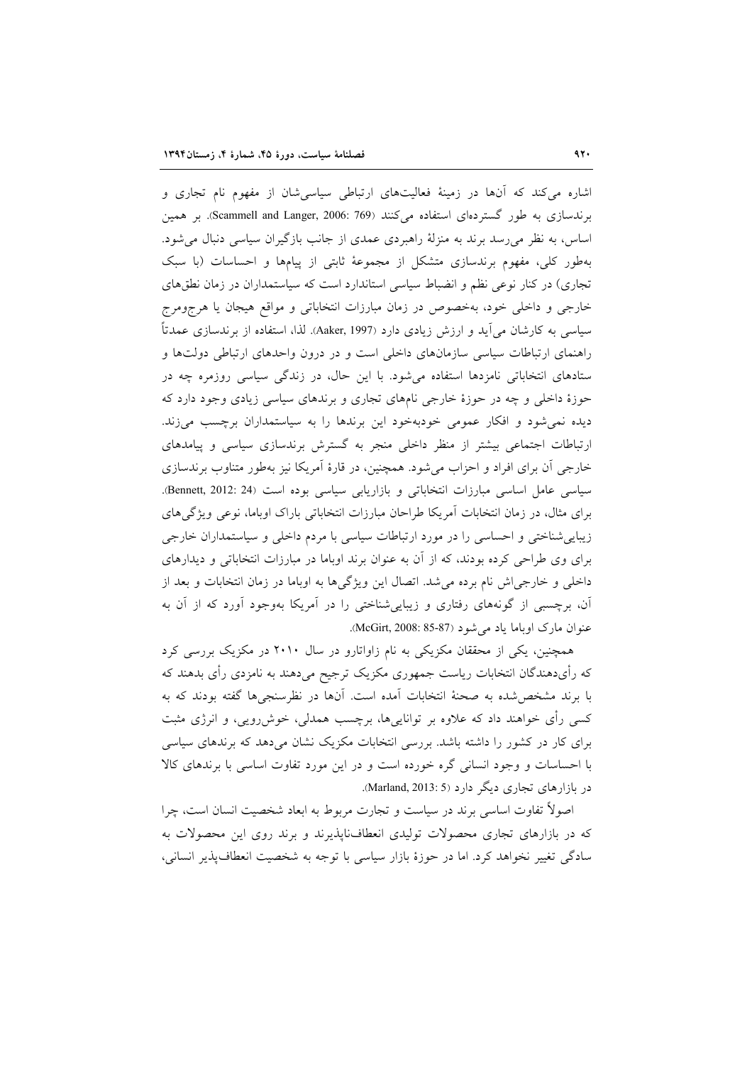اشاره می‌کند که آن‌ها در زمینهٔ فعالیت‌های ارتباطی سیاسی‌شان از مفهوم نام تجاری و برندسازی به طور گسترده‌ای استفاده می‌کنند (Scammell and Langer, 2006: 769). بر همین اساس، به نظر می‌رسد برند به منزلهٔ راهبردی عمدی از جانب بازیگران سیاسی دنبال می‌شود. به‌طور کلی، مفهوم برندسازی متشکل از مجموعهٔ ثابتی از پیام‌ها و احساسات (با سبک تجاری) در کنار نوعی نظم و انضباط سیاسی استاندارد است که سیاستمداران در زمان نطق‌های خارجی و داخلی خود، به‌خصوص در زمان مبارزات انتخاباتی و مواقع هیجان یا هرج‌ومرج سیاسی به کارشان می‌آید و ارزش زیادی دارد (Aaker, 1997). لذا، استفاده از برندسازی عمدتاً راهنمای ارتباطات سیاسی سازمان‌های داخلی است و در درون واحدهای ارتباطی دولت‌ها و ستادهای انتخاباتی نامزدها استفاده می‌شود. با این حال، در زندگی سیاسی روزمره چه در حوزهٔ داخلی و چه در حوزهٔ خارجی نام‌های تجاری و برندهای سیاسی زیادی وجود دارد که دیده نمی‌شود و افکار عمومی خودبه‌خود این برندها را به سیاستمداران برچسب می‌زند. ارتباطات اجتماعی بیشتر از منظر داخلی منجر به گسترش برندسازی سیاسی و پیامدهای خارجی آن برای افراد و احزاب می‌شود. همچنین، در قارهٔ آمریکا نیز به‌طور متناوب برندسازی سیاسی عامل اساسی مبارزات انتخاباتی و بازاریابی سیاسی بوده است (Bennett, 2012: 24). برای مثال، در زمان انتخابات آمریکا طراحان مبارزات انتخاباتی باراک اوباما، نوعی ویژگی‌های زیبایی‌شناختی و احساسی را در مورد ارتباطات سیاسی با مردم داخلی و سیاستمداران خارجی برای وی طراحی کرده بودند، که از آن به عنوان برند اوباما در مبارزات انتخاباتی و دیدارهای داخلی و خارجی‌اش نام برده می‌شد. اتصال این ویژگی‌ها به اوباما در زمان انتخابات و بعد از آن، برچسبی از گونه‌های رفتاری و زیبایی‌شناختی را در آمریکا به‌وجود آورد که از آن به عنوان مارک اوباما یاد می‌شود (McGirt, 2008: 85-87).

همچنین، یکی از محققان مکزیکی به نام زاواتارو در سال ۲۰۱۰ در مکزیک بررسی کرد که رأی‌دهندگان انتخابات ریاست جمهوری مکزیک ترجیح می‌دهند به نامزدی رأی بدهند که با برند مشخص‌شده به صحنهٔ انتخابات آمده است. آن‌ها در نظرسنجی‌ها گفته بودند که به کسی رأی خواهند داد که علاوه بر توانایی‌ها، برچسب همدلی، خوش‌رویی، و انرژی مثبت برای کار در کشور را داشته باشد. بررسی انتخابات مکزیک نشان می‌دهد که برندهای سیاسی با احساسات و وجود انسانی گره خورده است و در این مورد تفاوت اساسی با برندهای کالا در بازارهای تجاری دیگر دارد (Marland, 2013: 5).

اصولاً تفاوت اساسی برند در سیاست و تجارت مربوط به ابعاد شخصیت انسان است، چرا که در بازارهای تجاری محصولات تولیدی انعطاف‌ناپذیرند و برند روی این محصولات به سادگی تغییر نخواهد کرد. اما در حوزهٔ بازار سیاسی با توجه به شخصیت انعطاف‌پذیر انسانی،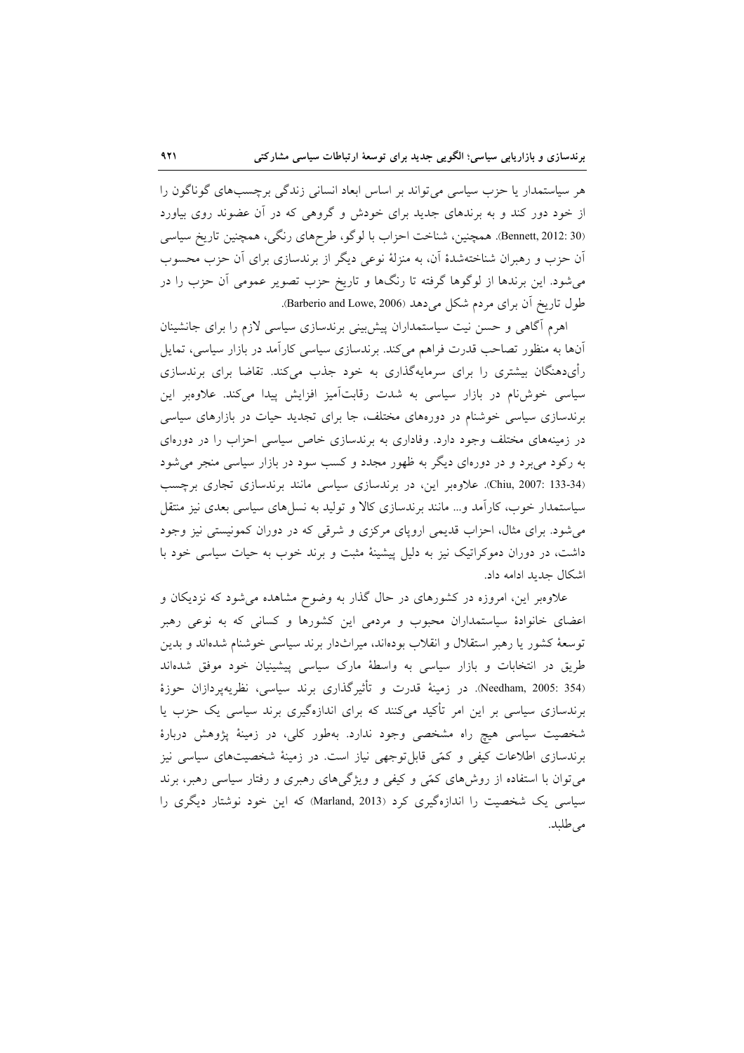هر سیاستمدار یا حزب سیاسی می‌تواند بر اساس ابعاد انسانی زندگی برچسب‌های گوناگون را از خود دور کند و به برندهای جدید برای خودش و گروهی که در آن عضوند روی بیاورد (Bennett, 2012: 30). همچنین، شناخت احزاب با لوگو، طرح‌های رنگی، همچنین تاریخ سیاسی آن حزب و رهبران شناخته‌شدهٔ آن، به منزلهٔ نوعی دیگر از برندسازی برای آن حزب محسوب می‌شود. این برندها از لوگوها گرفته تا رنگ‌ها و تاریخ حزب تصویر عمومی آن حزب را در طول تاریخ آن برای مردم شکل می‌دهد (Barberio and Lowe, 2006).

اهرم آگاهی و حسن نیت سیاستمداران پیش‌بینی برندسازی سیاسی لازم را برای جانشینان آن‌ها به منظور تصاحب قدرت فراهم می‌کند. برندسازی سیاسی کارآمد در بازار سیاسی، تمایل رأی‌دهنگان بیشتری را برای سرمایه‌گذاری به خود جذب می‌کند. تقاضا برای برندسازی سیاسی خوش‌نام در بازار سیاسی به شدت رقابت‌آمیز افزایش پیدا می‌کند. علاوه‌بر این برندسازی سیاسی خوشنام در دوره‌های مختلف، جا برای تجدید حیات در بازارهای سیاسی در زمینه‌های مختلف وجود دارد. وفاداری به برندسازی خاص سیاسی احزاب را در دوره‌ای به رکود می‌برد و در دوره‌ای دیگر به ظهور مجدد و کسب سود در بازار سیاسی منجر می‌شود (Chiu, 2007: 133-34). علاوه‌بر این، در برندسازی سیاسی مانند برندسازی تجاری برچسب سیاستمدار خوب، کارآمد و... مانند برندسازی کالا و تولید به نسل‌های سیاسی بعدی نیز منتقل می‌شود. برای مثال، احزاب قدیمی اروپای مرکزی و شرقی که در دوران کمونیستی نیز وجود داشت، در دوران دموکراتیک نیز به دلیل پیشینهٔ مثبت و برند خوب به حیات سیاسی خود با اشکال جدید ادامه داد.

علاوه‌بر این، امروزه در کشورهای در حال گذار به وضوح مشاهده می‌شود که نزدیکان و اعضای خانوادهٔ سیاستمداران محبوب و مردمی این کشورها و کسانی که به نوعی رهبر توسعهٔ کشور یا رهبر استقلال و انقلاب بوده‌اند، میراث‌دار برند سیاسی خوشنام شده‌اند و بدین طریق در انتخابات و بازار سیاسی به واسطهٔ مارک سیاسی پیشینیان خود موفق شده‌اند (Needham, 2005: 354). در زمینهٔ قدرت و تأثیرگذاری برند سیاسی، نظریه‌پردازان حوزهٔ برندسازی سیاسی بر این امر تأکید می‌کنند که برای اندازه‌گیری برند سیاسی یک حزب یا شخصیت سیاسی هیچ راه مشخصی وجود ندارد. به‌طور کلی، در زمینهٔ پژوهش دربارهٔ برندسازی اطلاعات کیفی و کمّی قابل‌توجهی نیاز است. در زمینهٔ شخصیت‌های سیاسی نیز می‌توان با استفاده از روش‌های کمّی و کیفی و ویژگی‌های رهبری و رفتار سیاسی رهبر، برند سیاسی یک شخصیت را اندازه‌گیری کرد (Marland, 2013) که این خود نوشتار دیگری را می‌طلبد.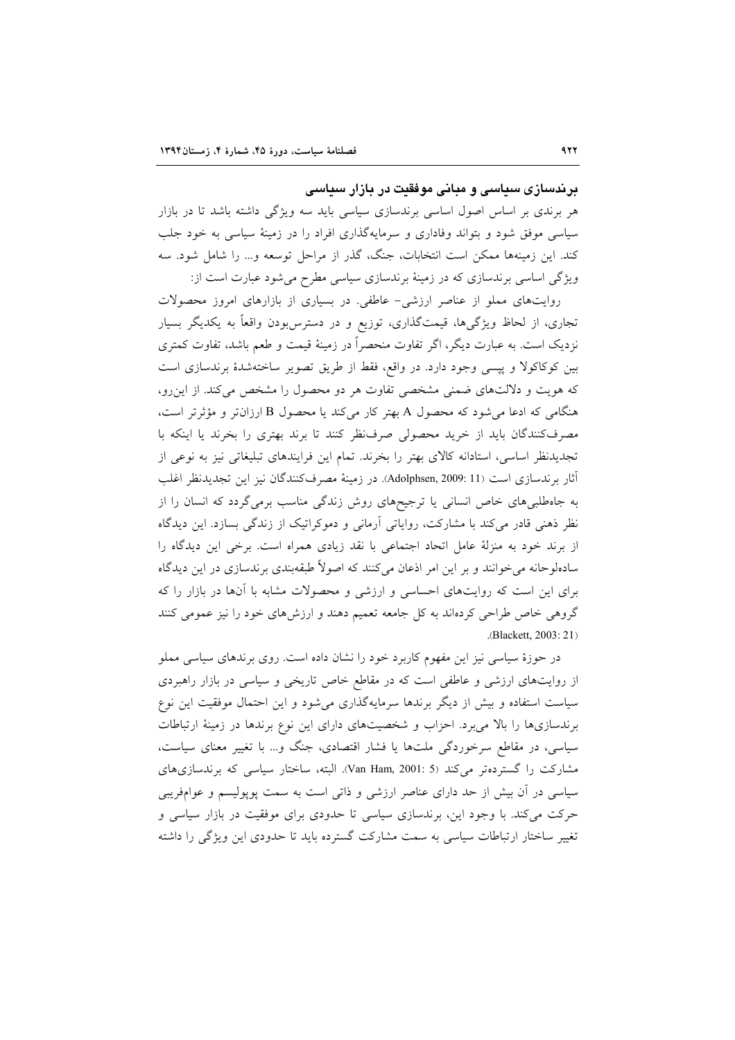## برندسازی سیاسی و مبانی موفقیت در بازار سیاسی

هر برندی بر اساس اصول اساسی برندسازی سیاسی باید سه ویژگی داشته باشد تا در بازار سیاسی موفق شود و بتواند وفاداری و سرمایه‌گذاری افراد را در زمینهٔ سیاسی به خود جلب کند. این زمینه‌ها ممکن است انتخابات، جنگ، گذر از مراحل توسعه و... را شامل شود. سه ویژگی اساسی برندسازی که در زمینهٔ برندسازی سیاسی مطرح می‌شود عبارت است از:

روایت‌های مملو از عناصر ارزشی- عاطفی. در بسیاری از بازارهای امروز محصولات تجاری، از لحاظ ویژگی‌ها، قیمت‌گذاری، توزیع و در دسترس‌بودن واقعاً به یکدیگر بسیار نزدیک است. به عبارت دیگر، اگر تفاوت منحصراً در زمینهٔ قیمت و طعم باشد، تفاوت کمتری بین کوکاکولا و پپسی وجود دارد. در واقع، فقط از طریق تصویر ساخته‌شدهٔ برندسازی است که هویت و دلالت‌های ضمنی مشخصی تفاوت هر دو محصول را مشخص می‌کند. از این‌رو، هنگامی که ادعا می‌شود که محصول A بهتر کار می‌کند یا محصول B ارزان‌تر و مؤثرتر است، مصرف‌کنندگان باید از خرید محصولی صرف‌نظر کنند تا برند بهتری را بخرند یا اینکه با تجدیدنظر اساسی، استادانه کالای بهتر را بخرند. تمام این فرایندهای تبلیغاتی نیز به نوعی از آثار برندسازی است (Adolphsen, 2009: 11). در زمینهٔ مصرف‌کنندگان نیز این تجدیدنظر اغلب به جاه‌طلبی‌های خاص انسانی یا ترجیح‌های روش زندگی مناسب برمی‌گردد که انسان را از نظر ذهنی قادر می‌کند با مشارکت، روایاتی آرمانی و دموکراتیک از زندگی بسازد. این دیدگاه از برند خود به منزلهٔ عامل اتحاد اجتماعی با نقد زیادی همراه است. برخی این دیدگاه را ساده‌لوحانه می‌خوانند و بر این امر اذعان می‌کنند که اصولاً طبقه‌بندی برندسازی در این دیدگاه برای این است که روایت‌های احساسی و ارزشی و محصولات مشابه با آنها در بازار را که گروهی خاص طراحی کرده‌اند به کل جامعه تعمیم دهند و ارزش‌های خود را نیز عمومی کنند (Blackett, 2003: 21).

در حوزهٔ سیاسی نیز این مفهوم کاربرد خود را نشان داده است. روی برندهای سیاسی مملو از روایت‌های ارزشی و عاطفی است که در مقاطع خاص تاریخی و سیاسی در بازار راهبردی سیاست استفاده و بیش از دیگر برندها سرمایه‌گذاری می‌شود و این احتمال موفقیت این نوع برندسازی‌ها را بالا می‌برد. احزاب و شخصیت‌های دارای این نوع برندها در زمینهٔ ارتباطات سیاسی، در مقاطع سرخوردگی ملت‌ها یا فشار اقتصادی، جنگ و... با تغییر معنای سیاست، مشارکت را گسترده‌تر می‌کند (Van Ham, 2001: 5). البته، ساختار سیاسی که برندسازی‌های سیاسی در آن بیش از حد دارای عناصر ارزشی و ذاتی است به سمت پوپولیسم و عوام‌فریبی حرکت می‌کند. با وجود این، برندسازی سیاسی تا حدودی برای موفقیت در بازار سیاسی و تغییر ساختار ارتباطات سیاسی به سمت مشارکت گسترده باید تا حدودی این ویژگی را داشته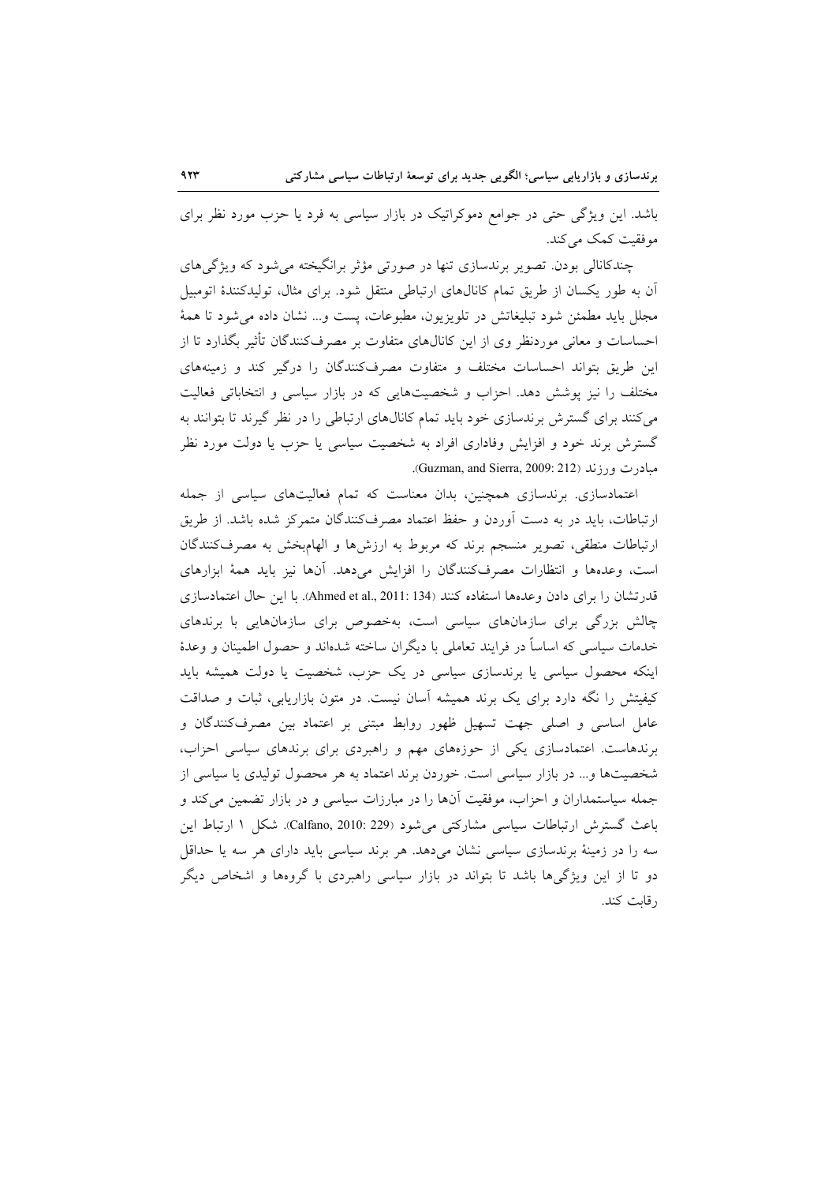باشد. این ویژگی حتی در جوامع دموکراتیک در بازار سیاسی به فرد یا حزب مورد نظر برای موفقیت کمک می‌کند.

چندکانالی بودن. تصویر برندسازی تنها در صورتی مؤثر برانگیخته می‌شود که ویژگی‌های آن به طور یکسان از طریق تمام کانال‌های ارتباطی منتقل شود. برای مثال، تولیدکنندهٔ اتومبیل مجلل باید مطمئن شود تبلیغاتش در تلویزیون، مطبوعات، پست و... نشان داده می‌شود تا همهٔ احساسات و معانی موردنظر وی از این کانال‌های متفاوت بر مصرف‌کنندگان تأثیر بگذارد تا از این طریق بتواند احساسات مختلف و متفاوت مصرف‌کنندگان را درگیر کند و زمینه‌های مختلف را نیز پوشش دهد. احزاب و شخصیت‌هایی که در بازار سیاسی و انتخاباتی فعالیت می‌کنند برای گسترش برندسازی خود باید تمام کانال‌های ارتباطی را در نظر گیرند تا بتوانند به گسترش برند خود و افزایش وفاداری افراد به شخصیت سیاسی یا حزب یا دولت مورد نظر مبادرت ورزند (Guzman, and Sierra, 2009: 212).

اعتمادسازی. برندسازی همچنین، بدان معناست که تمام فعالیت‌های سیاسی از جمله ارتباطات، باید در به دست آوردن و حفظ اعتماد مصرف‌کنندگان متمرکز شده باشد. از طریق ارتباطات منطقی، تصویر منسجم برند که مربوط به ارزش‌ها و الهام‌بخش به مصرف‌کنندگان است، وعده‌ها و انتظارات مصرف‌کنندگان را افزایش می‌دهد. آنها نیز باید همهٔ ابزارهای قدرتشان را برای دادن وعده‌ها استفاده کنند (Ahmed et al., 2011: 134). با این حال اعتمادسازی چالش بزرگی برای سازمان‌های سیاسی است، به‌خصوص برای سازمان‌هایی با برندهای خدمات سیاسی که اساساً در فرایند تعاملی با دیگران ساخته شده‌اند و حصول اطمینان و وعدهٔ اینکه محصول سیاسی یا برندسازی سیاسی در یک حزب، شخصیت یا دولت همیشه باید کیفیتش را نگه دارد برای یک برند همیشه آسان نیست. در متون بازاریابی، ثبات و صداقت عامل اساسی و اصلی جهت تسهیل ظهور روابط مبتنی بر اعتماد بین مصرف‌کنندگان و برندهاست. اعتمادسازی یکی از حوزه‌های مهم و راهبردی برای برندهای سیاسی احزاب، شخصیت‌ها و... در بازار سیاسی است. خوردن برند اعتماد به هر محصول تولیدی یا سیاسی از جمله سیاستمداران و احزاب، موفقیت آنها را در مبارزات سیاسی و در بازار تضمین می‌کند و باعث گسترش ارتباطات سیاسی مشارکتی می‌شود (Calfano, 2010: 229). شکل ۱ ارتباط این سه را در زمینهٔ برندسازی سیاسی نشان می‌دهد. هر برند سیاسی باید دارای هر سه یا حداقل دو تا از این ویژگی‌ها باشد تا بتواند در بازار سیاسی راهبردی با گروه‌ها و اشخاص دیگر رقابت کند.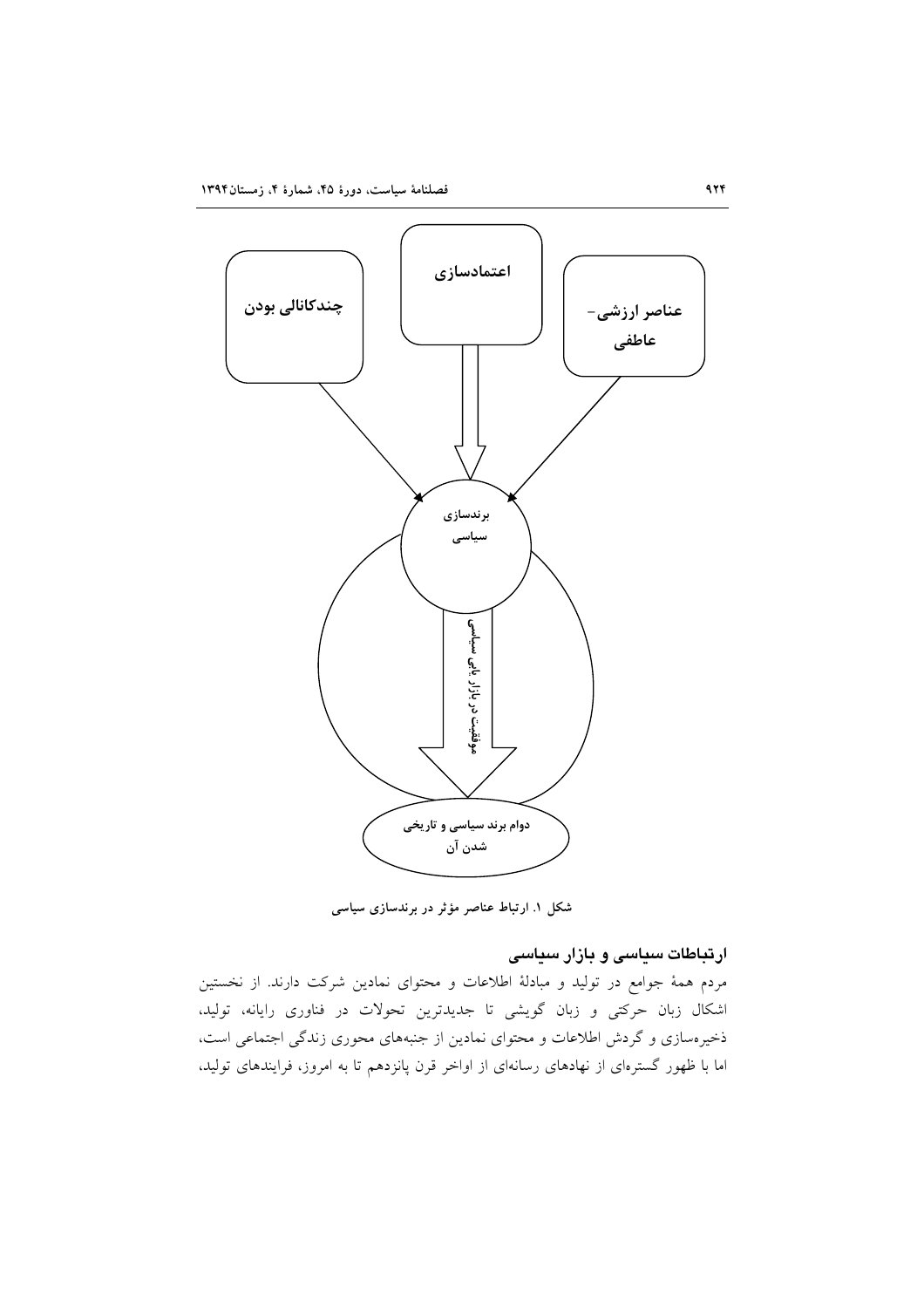چندکانالی بودن

اعتمادسازی

عناصر ارزشی- عاطفی

برندسازی سیاسی

موفقیت در بازار های سیاسی

دوام برند سیاسی و تاریخی شدن آن

شکل ۱. ارتباط عناصر مؤثر در برندسازی سیاسی

## ارتباطات سیاسی و بازار سیاسی

مردم همهٔ جوامع در تولید و مبادلهٔ اطلاعات و محتوای نمادین شرکت دارند. از نخستین اشکال زبان حرکتی و زبان گویشی تا جدیدترین تحولات در فناوری رایانه، تولید، ذخیره‌سازی و گردش اطلاعات و محتوای نمادین از جنبه‌های محوری زندگی اجتماعی است، اما با ظهور گستره‌ای از نهادهای رسانه‌ای از اواخر قرن پانزدهم تا به امروز، فرایندهای تولید،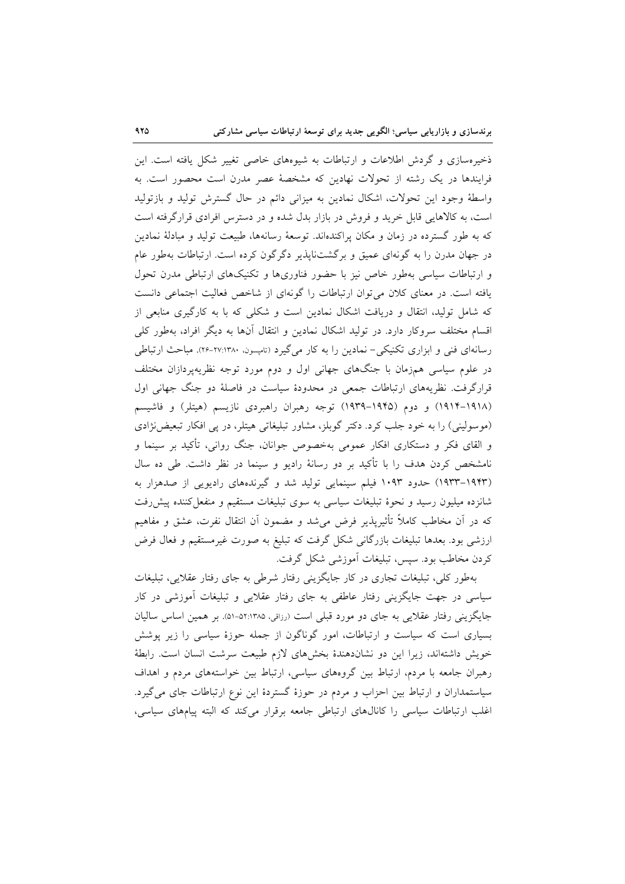ذخیره‌سازی و گردش اطلاعات و ارتباطات به شیوه‌های خاصی تغییر شکل یافته است. این فرایندها در یک رشته از تحولات نهادین که مشخصهٔ عصر مدرن است محصور است. به واسطهٔ وجود این تحولات، اشکال نمادین به میزانی دائم در حال گسترش تولید و بازتولید است، به کالاهایی قابل خرید و فروش در بازار بدل شده و در دسترس افرادی قرارگرفته است که به طور گسترده در زمان و مکان پراکنده‌اند. توسعهٔ رسانه‌ها، طبیعت تولید و مبادلهٔ نمادین در جهان مدرن را به گونه‌ای عمیق و برگشت‌ناپذیر دگرگون کرده است. ارتباطات به‌طور عام و ارتباطات سیاسی به‌طور خاص نیز با حضور فناوری‌ها و تکنیک‌های ارتباطی مدرن تحول یافته است. در معنای کلان می‌توان ارتباطات را گونه‌ای از شاخص فعالیت اجتماعی دانست که شامل تولید، انتقال و دریافت اشکال نمادین است و شکلی که با به کارگیری منابعی از اقسام مختلف سروکار دارد. در تولید اشکال نمادین و انتقال آن‌ها به دیگر افراد، به‌طور کلی رسانه‌ای فنی و ابزاری تکنیکی- نمادین را به کار می‌گیرد (تامپسون، ۱۳۸۰:۲۷-۲۶). مباحث ارتباطی در علوم سیاسی هم‌زمان با جنگ‌های جهانی اول و دوم مورد توجه نظریه‌پردازان مختلف قرارگرفت. نظریه‌های ارتباطات جمعی در محدودهٔ سیاست در فاصلهٔ دو جنگ جهانی اول (۱۹۱۸-۱۹۱۴) و دوم (۱۹۴۵-۱۹۳۹) توجه رهبران راهبردی نازیسم (هیتلر) و فاشیسم (موسولینی) را به خود جلب کرد. دکتر گوبلز، مشاور تبلیغاتی هیتلر، در پی افکار تبعیض‌نژادی و القای فکر و دستکاری افکار عمومی به‌خصوص جوانان، جنگ روانی، تأکید بر سینما و نامشخص کردن هدف را با تأکید بر دو رسانهٔ رادیو و سینما در نظر داشت. طی ده سال (۱۹۴۳-۱۹۳۳) حدود ۱۰۹۳ فیلم سینمایی تولید شد و گیرنده‌های رادیویی از صدهزار به شانزده میلیون رسید و نحوهٔ تبلیغات سیاسی به سوی تبلیغات مستقیم و منفعل‌کننده پیش‌رفت که در آن مخاطب کاملاً تأثیرپذیر فرض می‌شد و مضمون آن انتقال نفرت، عشق و مفاهیم ارزشی بود. بعدها تبلیغات بازرگانی شکل گرفت که تبلیغ به صورت غیرمستقیم و فعال فرض کردن مخاطب بود. سپس، تبلیغات آموزشی شکل گرفت.

به‌طور کلی، تبلیغات تجاری در کار جایگزینی رفتار شرطی به جای رفتار عقلایی، تبلیغات سیاسی در جهت جایگزینی رفتار عاطفی به جای رفتار عقلایی و تبلیغات آموزشی در کار جایگزینی رفتار عقلایی به جای دو مورد قبلی است (رزاقی، ۱۳۸۵:۵۲-۵۱). بر همین اساس سالیان بسیاری است که سیاست و ارتباطات، امور گوناگون از جمله حوزهٔ سیاسی را زیر پوشش خویش داشته‌اند، زیرا این دو نشان‌دهندهٔ بخش‌های لازم طبیعت سرشت انسان است. رابطهٔ رهبران جامعه با مردم، ارتباط بین گروه‌های سیاسی، ارتباط بین خواسته‌های مردم و اهداف سیاستمداران و ارتباط بین احزاب و مردم در حوزهٔ گستردهٔ این نوع ارتباطات جای می‌گیرد. اغلب ارتباطات سیاسی را کانال‌های ارتباطی جامعه برقرار می‌کند که البته پیام‌های سیاسی،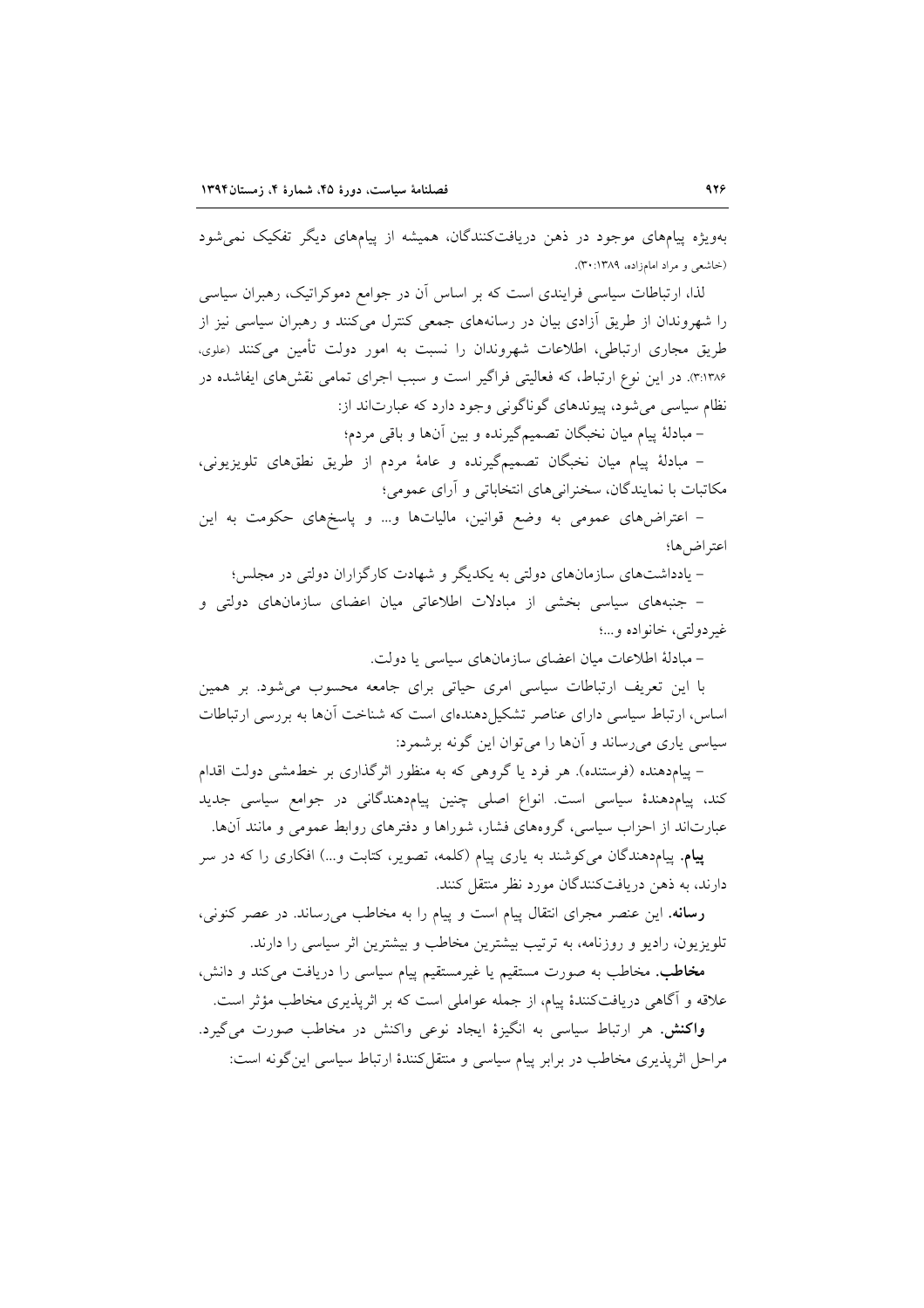به‌ویژه پیام‌های موجود در ذهن دریافت‌کنندگان، همیشه از پیام‌های دیگر تفکیک نمی‌شود (خاشعی و مراد امامزاده، ۱۳۸۹: ۳۰).

لذا، ارتباطات سیاسی فرایندی است که بر اساس آن در جوامع دموکراتیک، رهبران سیاسی را شهروندان از طریق آزادی بیان در رسانه‌های جمعی کنترل می‌کنند و رهبران سیاسی نیز از طریق مجاری ارتباطی، اطلاعات شهروندان را نسبت به امور دولت تأمین می‌کنند (علوی، ۱۳۸۶: ۳). در این نوع ارتباط، که فعالیتی فراگیر است و سبب اجرای تمامی نقش‌های ایفاشده در نظام سیاسی می‌شود، پیوندهای گوناگونی وجود دارد که عبارت‌اند از:

- مبادلهٔ پیام میان نخبگان تصمیم‌گیرنده و بین آن‌ها و باقی مردم؛
- مبادلهٔ پیام میان نخبگان تصمیم‌گیرنده و عامهٔ مردم از طریق نطق‌های تلویزیونی، مکاتبات با نمایندگان، سخنرانی‌های انتخاباتی و آرای عمومی؛
- اعتراض‌های عمومی به وضع قوانین، مالیات‌ها و... و پاسخ‌های حکومت به این اعتراض‌ها؛
- یادداشت‌های سازمان‌های دولتی به یکدیگر و شهادت کارگزاران دولتی در مجلس؛
- جنبه‌های سیاسی بخشی از مبادلات اطلاعاتی میان اعضای سازمان‌های دولتی و غیردولتی، خانواده و...؛
- مبادلهٔ اطلاعات میان اعضای سازمان‌های سیاسی یا دولت.

با این تعریف ارتباطات سیاسی امری حیاتی برای جامعه محسوب می‌شود. بر همین اساس، ارتباط سیاسی دارای عناصر تشکیل‌دهنده‌ای است که شناخت آن‌ها به بررسی ارتباطات سیاسی یاری می‌رساند و آن‌ها را می‌توان این گونه برشمرد:

- پیام‌دهنده (فرستنده). هر فرد یا گروهی که به منظور اثرگذاری بر خط‌مشی دولت اقدام کند، پیام‌دهندهٔ سیاسی است. انواع اصلی چنین پیام‌دهندگانی در جوامع سیاسی جدید عبارت‌اند از احزاب سیاسی، گروه‌های فشار، شوراها و دفترهای روابط عمومی و مانند آن‌ها.

**پیام**. پیام‌دهندگان می‌کوشند به یاری پیام (کلمه، تصویر، کتابت و...) افکاری را که در سر دارند، به ذهن دریافت‌کنندگان مورد نظر منتقل کنند.

**رسانه**. این عنصر مجرای انتقال پیام است و پیام را به مخاطب می‌رساند. در عصر کنونی، تلویزیون، رادیو و روزنامه، به ترتیب بیشترین مخاطب و بیشترین اثر سیاسی را دارند.

**مخاطب**. مخاطب به صورت مستقیم یا غیرمستقیم پیام سیاسی را دریافت می‌کند و دانش، علاقه و آگاهی دریافت‌کنندهٔ پیام، از جمله عواملی است که بر اثرپذیری مخاطب مؤثر است.

**واکنش**. هر ارتباط سیاسی به انگیزهٔ ایجاد نوعی واکنش در مخاطب صورت می‌گیرد. مراحل اثرپذیری مخاطب در برابر پیام سیاسی و منتقل‌کنندهٔ ارتباط سیاسی این‌گونه است: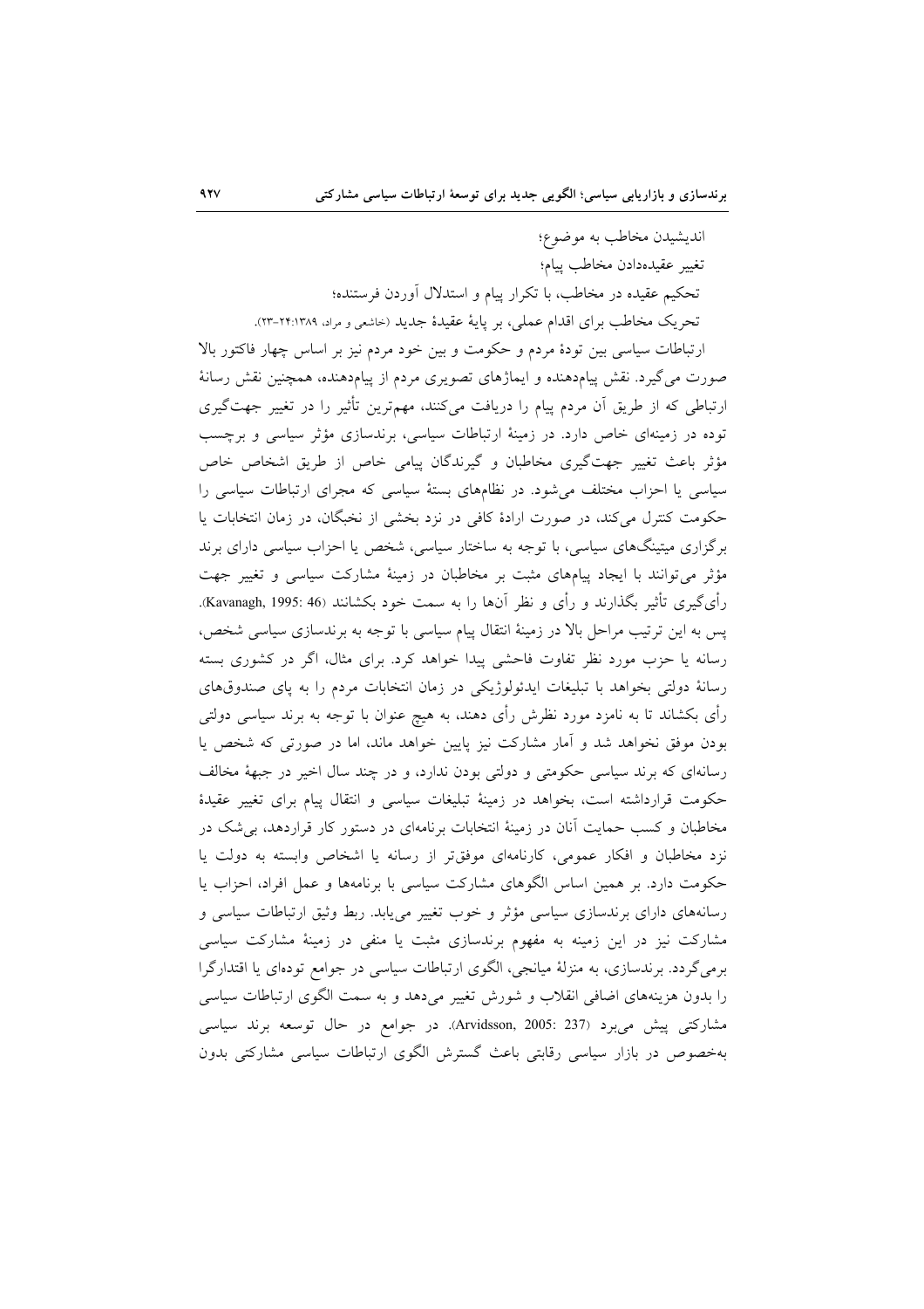اندیشیدن مخاطب به موضوع؛

تغییر عقیده‌دادن مخاطب پیام؛

تحکیم عقیده در مخاطب، با تکرار پیام و استدلال آوردن فرستنده؛

تحریک مخاطب برای اقدام عملی، بر پایهٔ عقیدهٔ جدید (خاشعی و مراد، ۱۳۸۹: ۲۴-۲۳).

ارتباطات سیاسی بین تودهٔ مردم و حکومت و بین خود مردم نیز بر اساس چهار فاکتور بالا صورت می‌گیرد. نقش پیام‌دهنده و ایماژهای تصویری مردم از پیام‌دهنده، همچنین نقش رسانهٔ ارتباطی که از طریق آن مردم پیام را دریافت می‌کنند، مهم‌ترین تأثیر را در تغییر جهت‌گیری توده در زمینه‌ای خاص دارد. در زمینهٔ ارتباطات سیاسی، برندسازی مؤثر سیاسی و برچسب مؤثر باعث تغییر جهت‌گیری مخاطبان و گیرندگان پیامی خاص از طریق اشخاص خاص سیاسی یا احزاب مختلف می‌شود. در نظام‌های بستهٔ سیاسی که مجرای ارتباطات سیاسی را حکومت کنترل می‌کند، در صورت ارادهٔ کافی در نزد بخشی از نخبگان، در زمان انتخابات یا برگزاری میتینگ‌های سیاسی، با توجه به ساختار سیاسی، شخص یا احزاب سیاسی دارای برند مؤثر می‌توانند با ایجاد پیام‌های مثبت بر مخاطبان در زمینهٔ مشارکت سیاسی و تغییر جهت رأی‌گیری تأثیر بگذارند و رأی و نظر آن‌ها را به سمت خود بکشانند (Kavanagh, 1995: 46). پس به این ترتیب مراحل بالا در زمینهٔ انتقال پیام سیاسی با توجه به برندسازی سیاسی شخص، رسانه یا حزب مورد نظر تفاوت فاحشی پیدا خواهد کرد. برای مثال، اگر در کشوری بسته رسانهٔ دولتی بخواهد با تبلیغات ایدئولوژیکی در زمان انتخابات مردم را به پای صندوق‌های رأی بکشاند تا به نامزد مورد نظرش رأی دهند، به هیچ عنوان با توجه به برند سیاسی دولتی بودن موفق نخواهد شد و آمار مشارکت نیز پایین خواهد ماند، اما در صورتی که شخص یا رسانه‌ای که برند سیاسی حکومتی و دولتی بودن ندارد، و در چند سال اخیر در جبههٔ مخالف حکومت قرارداشته است، بخواهد در زمینهٔ تبلیغات سیاسی و انتقال پیام برای تغییر عقیدهٔ مخاطبان و کسب حمایت آنان در زمینهٔ انتخابات برنامه‌ای در دستور کار قراردهد، بی‌شک در نزد مخاطبان و افکار عمومی، کارنامه‌ای موفق‌تر از رسانه یا اشخاص وابسته به دولت یا حکومت دارد. بر همین اساس الگوهای مشارکت سیاسی با برنامه‌ها و عمل افراد، احزاب یا رسانه‌های دارای برندسازی سیاسی مؤثر و خوب تغییر می‌یابد. ربط وثیق ارتباطات سیاسی و مشارکت نیز در این زمینه به مفهوم برندسازی مثبت یا منفی در زمینهٔ مشارکت سیاسی برمی‌گردد. برندسازی، به منزلهٔ میانجی، الگوی ارتباطات سیاسی در جوامع توده‌ای یا اقتدارگرا را بدون هزینه‌های اضافی انقلاب و شورش تغییر می‌دهد و به سمت الگوی ارتباطات سیاسی مشارکتی پیش می‌برد (Arvidsson, 2005: 237). در جوامع در حال توسعه برند سیاسی به‌خصوص در بازار سیاسی رقابتی باعث گسترش الگوی ارتباطات سیاسی مشارکتی بدون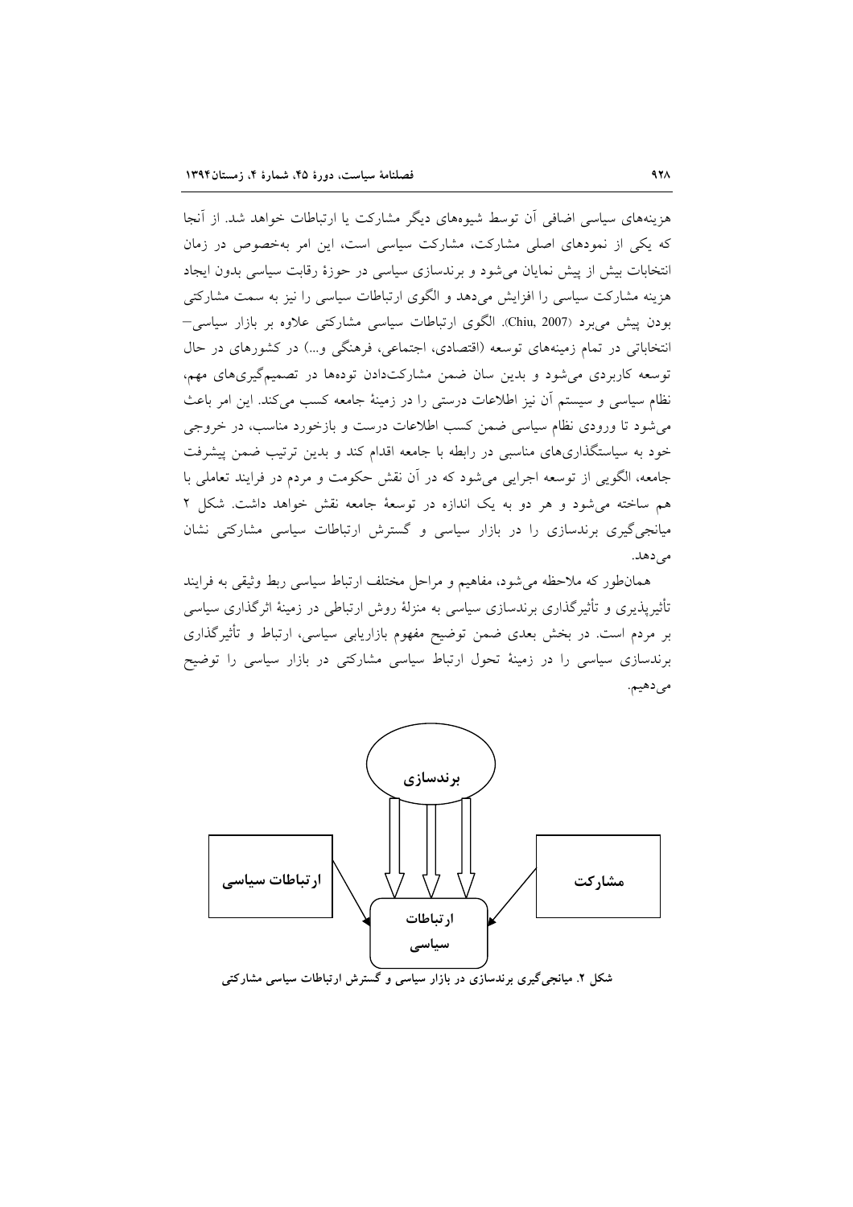هزینه‌های سیاسی اضافی آن توسط شیوه‌های دیگر مشارکت یا ارتباطات خواهد شد. از آنجا که یکی از نمودهای اصلی مشارکت، مشارکت سیاسی است، این امر به‌خصوص در زمان انتخابات بیش از پیش نمایان می‌شود و برندسازی سیاسی در حوزهٔ رقابت سیاسی بدون ایجاد هزینه مشارکت سیاسی را افزایش می‌دهد و الگوی ارتباطات سیاسی را نیز به سمت مشارکتی بودن پیش می‌برد (Chiu, 2007). الگوی ارتباطات سیاسی مشارکتی علاوه بر بازار سیاسی–انتخاباتی در تمام زمینه‌های توسعه (اقتصادی، اجتماعی، فرهنگی و...) در کشورهای در حال توسعه کاربردی می‌شود و بدین سان ضمن مشارکت‌دادن توده‌ها در تصمیم‌گیری‌های مهم، نظام سیاسی و سیستم آن نیز اطلاعات درستی را در زمینهٔ جامعه کسب می‌کند. این امر باعث می‌شود تا ورودی نظام سیاسی ضمن کسب اطلاعات درست و بازخورد مناسب، در خروجی خود به سیاستگذاری‌های مناسبی در رابطه با جامعه اقدام کند و بدین ترتیب ضمن پیشرفت جامعه، الگویی از توسعه اجرایی می‌شود که در آن نقش حکومت و مردم در فرایند تعاملی با هم ساخته می‌شود و هر دو به یک اندازه در توسعهٔ جامعه نقش خواهند داشت. شکل ۲ میانجی‌گیری برندسازی را در بازار سیاسی و گسترش ارتباطات سیاسی مشارکتی نشان می‌دهد.

همان‌طور که ملاحظه می‌شود، مفاهیم و مراحل مختلف ارتباط سیاسی ربط وثیقی به فرایند تأثیرپذیری و تأثیرگذاری برندسازی سیاسی به منزلهٔ روش ارتباطی در زمینهٔ اثرگذاری سیاسی بر مردم است. در بخش بعدی ضمن توضیح مفهوم بازاریابی سیاسی، ارتباط و تأثیرگذاری برندسازی سیاسی را در زمینهٔ تحول ارتباط سیاسی مشارکتی در بازار سیاسی را توضیح می‌دهیم.

**برندسازی**

**ارتباطات سیاسی** — **ارتباطات سیاسی** — **مشارکت**

**شکل ۲. میانجی‌گیری برندسازی در بازار سیاسی و گسترش ارتباطات سیاسی مشارکتی**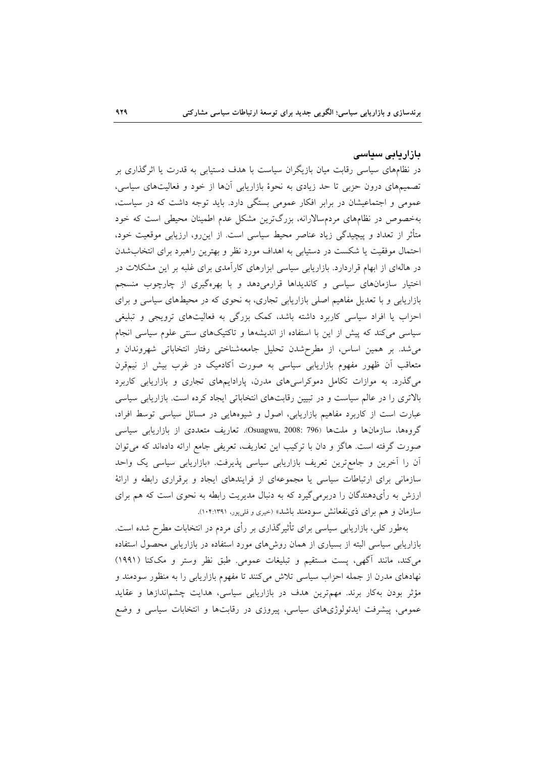## بازاریابی سیاسی

در نظام‌های سیاسی رقابت میان بازیگران سیاست با هدف دستیابی به قدرت یا اثرگذاری بر تصمیم‌های درون حزبی تا حد زیادی به نحوهٔ بازاریابی آن‌ها از خود و فعالیت‌های سیاسی، عمومی و اجتماعیشان در برابر افکار عمومی بستگی دارد. باید توجه داشت که در سیاست، به‌خصوص در نظام‌های مردم‌سالارانه، بزرگ‌ترین مشکل عدم اطمینان محیطی است که خود متأثر از تعداد و پیچیدگی زیاد عناصر محیط سیاسی است. از این‌رو، ارزیابی موقعیت خود، احتمال موفقیت یا شکست در دستیابی به اهداف مورد نظر و بهترین راهبرد برای انتخاب‌شدن در هاله‌ای از ابهام قراردارد. بازاریابی سیاسی ابزارهای کارآمدی برای غلبه بر این مشکلات در اختیار سازمان‌های سیاسی و کاندیداها قرارمی‌دهد و با بهره‌گیری از چارچوب منسجم بازاریابی و با تعدیل مفاهیم اصلی بازاریابی تجاری، به نحوی که در محیط‌های سیاسی و برای احزاب یا افراد سیاسی کاربرد داشته باشد، کمک بزرگی به فعالیت‌های ترویجی و تبلیغی سیاسی می‌کند که پیش از این با استفاده از اندیشه‌ها و تاکتیک‌های سنتی علوم سیاسی انجام می‌شد. بر همین اساس، از مطرح‌شدن تحلیل جامعه‌شناختی رفتار انتخاباتی شهروندان و متعاقب آن ظهور مفهوم بازاریابی سیاسی به صورت آکادمیک در غرب بیش از نیم‌قرن می‌گذرد. به موازات تکامل دموکراسی‌های مدرن، پارادایم‌های تجاری و بازاریابی کاربرد بالاتری را در عالم سیاست و در تبیین رقابت‌های انتخاباتی ایجاد کرده است. بازاریابی سیاسی عبارت است از کاربرد مفاهیم بازاریابی، اصول و شیوه‌هایی در مسائل سیاسی توسط افراد، گروه‌ها، سازمان‌ها و ملت‌ها (Osuagwu, 2008: 796). تعاریف متعددی از بازاریابی سیاسی صورت گرفته است. هاگز و دان با ترکیب این تعاریف، تعریفی جامع ارائه داده‌اند که می‌توان آن را آخرین و جامع‌ترین تعریف بازاریابی سیاسی پذیرفت. «بازاریابی سیاسی یک واحد سازمانی برای ارتباطات سیاسی یا مجموعه‌ای از فرایندهای ایجاد و برقراری رابطه و ارائهٔ ارزش به رأی‌دهندگان را دربرمی‌گیرد که به دنبال مدیریت رابطه به نحوی است که هم برای سازمان و هم برای ذی‌نفعانش سودمند باشد» (خیری و قلی‌پور، ۱۳۹۱: ۱۰۴).

به‌طور کلی، بازاریابی سیاسی برای تأثیرگذاری بر رأی مردم در انتخابات مطرح شده است. بازاریابی سیاسی البته از بسیاری از همان روش‌های مورد استفاده در بازاریابی محصول استفاده می‌کند، مانند آگهی، پست مستقیم و تبلیغات عمومی. طبق نظر وستر و مک‌کنا (۱۹۹۱) نهادهای مدرن از جمله احزاب سیاسی تلاش می‌کنند تا مفهوم بازاریابی را به منظور سودمند و مؤثر بودن به‌کار برند. مهم‌ترین هدف در بازاریابی سیاسی، هدایت چشم‌اندازها و عقاید عمومی، پیشرفت ایدئولوژی‌های سیاسی، پیروزی در رقابت‌ها و انتخابات سیاسی و وضع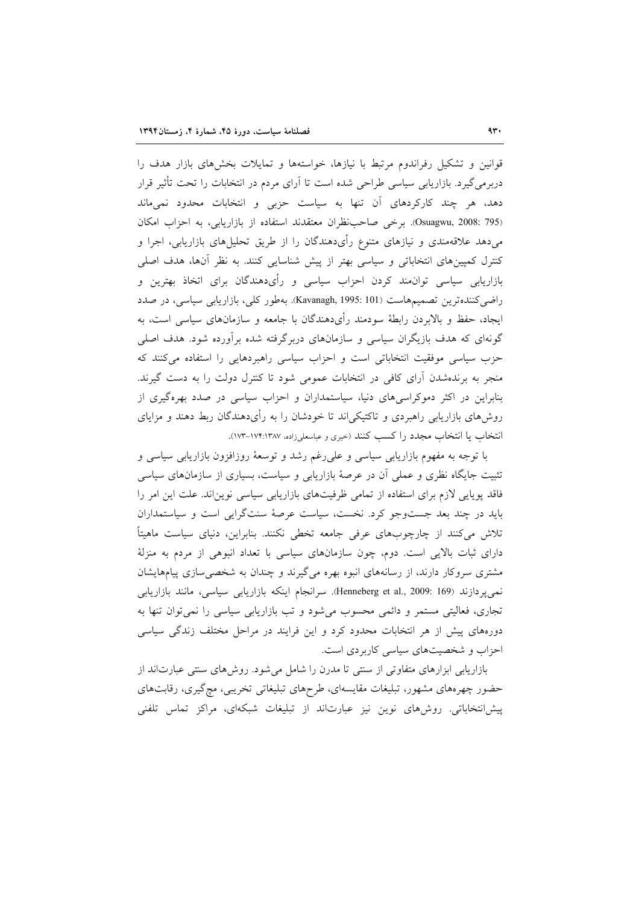قوانین و تشکیل رفراندوم مرتبط با نیازها، خواسته‌ها و تمایلات بخش‌های بازار هدف را دربرمی‌گیرد. بازاریابی سیاسی طراحی شده است تا آرای مردم در انتخابات را تحت تأثیر قرار دهد، هر چند کارکردهای آن تنها به سیاست حزبی و انتخابات محدود نمی‌ماند (Osuagwu, 2008: 795). برخی صاحب‌نظران معتقدند استفاده از بازاریابی، به احزاب امکان می‌دهد علاقه‌مندی و نیازهای متنوع رأی‌دهندگان را از طریق تحلیل‌های بازاریابی، اجرا و کنترل کمپین‌های انتخاباتی و سیاسی بهتر از پیش شناسایی کنند. به نظر آن‌ها، هدف اصلی بازاریابی سیاسی توانمند کردن احزاب سیاسی و رأی‌دهندگان برای اتخاذ بهترین و راضی‌کننده‌ترین تصمیم‌هاست (Kavanagh, 1995: 101). به‌طور کلی، بازاریابی سیاسی، در صدد ایجاد، حفظ و بالابردن رابطهٔ سودمند رأی‌دهندگان با جامعه و سازمان‌های سیاسی است، به گونه‌ای که هدف بازیگران سیاسی و سازمان‌های دربرگرفته شده برآورده شود. هدف اصلی حزب سیاسی موفقیت انتخاباتی است و احزاب سیاسی راهبردهایی را استفاده می‌کنند که منجر به برنده‌شدن آرای کافی در انتخابات عمومی شود تا کنترل دولت را به دست گیرند. بنابراین در اکثر دموکراسی‌های دنیا، سیاستمداران و احزاب سیاسی در صدد بهره‌گیری از روش‌های بازاریابی راهبردی و تاکتیکی‌اند تا خودشان را به رأی‌دهندگان ربط دهند و مزایای انتخاب یا انتخاب مجدد را کسب کنند (خیری و عباسعلی‌زاده، ۱۳۸۷: ۱۷۴-۱۷۳).

با توجه به مفهوم بازاریابی سیاسی و علی‌رغم رشد و توسعهٔ روزافزون بازاریابی سیاسی و تثبیت جایگاه نظری و عملی آن در عرصهٔ بازاریابی و سیاست، بسیاری از سازمان‌های سیاسی فاقد پویایی لازم برای استفاده از تمامی ظرفیت‌های بازاریابی سیاسی نوین‌اند. علت این امر را باید در چند بعد جست‌وجو کرد. نخست، سیاست عرصهٔ سنت‌گرایی است و سیاستمداران تلاش می‌کنند از چارچوب‌های عرفی جامعه تخطی نکنند. بنابراین، دنیای سیاست ماهیتاً دارای ثبات بالایی است. دوم، چون سازمان‌های سیاسی با تعداد انبوهی از مردم به منزلهٔ مشتری سروکار دارند، از رسانه‌های انبوه بهره می‌گیرند و چندان به شخصی‌سازی پیام‌هایشان نمی‌پردازند (Henneberg et al., 2009: 169). سرانجام اینکه بازاریابی سیاسی، مانند بازاریابی تجاری، فعالیتی مستمر و دائمی محسوب می‌شود و تب بازاریابی سیاسی را نمی‌توان تنها به دوره‌های پیش از هر انتخابات محدود کرد و این فرایند در مراحل مختلف زندگی سیاسی احزاب و شخصیت‌های سیاسی کاربردی است.

بازاریابی ابزارهای متفاوتی از سنتی تا مدرن را شامل می‌شود. روش‌های سنتی عبارت‌اند از حضور چهره‌های مشهور، تبلیغات مقایسه‌ای، طرح‌های تبلیغاتی تخریبی، مچ‌گیری، رقابت‌های پیش‌انتخاباتی. روش‌های نوین نیز عبارت‌اند از تبلیغات شبکه‌ای، مراکز تماس تلفنی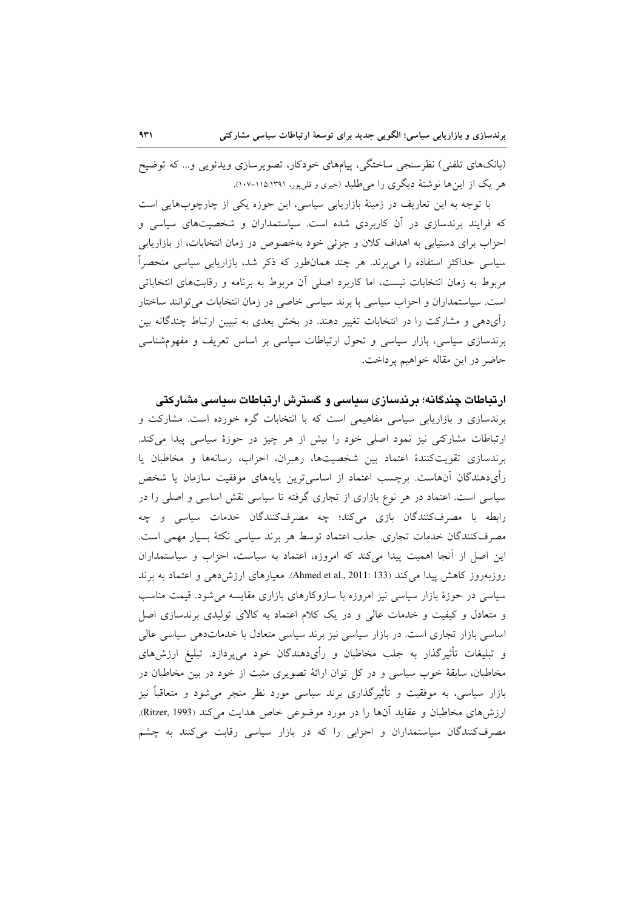(بانک‌های تلفنی) نظرسنجی ساختگی، پیام‌های خودکار، تصویرسازی ویدئویی و... که توضیح هر یک از این‌ها نوشتهٔ دیگری را می‌طلبد (خیری و قلی‌پور، ۱۳۹۱:۱۱۵-۱۰۷).

با توجه به این تعاریف در زمینهٔ بازاریابی سیاسی، این حوزه یکی از چارچوب‌هایی است که فرایند برندسازی در آن کاربردی شده است. سیاستمداران و شخصیت‌های سیاسی و احزاب برای دستیابی به اهداف کلان و جزئی خود به‌خصوص در زمان انتخابات، از بازاریابی سیاسی حداکثر استفاده را می‌برند. هر چند همان‌طور که ذکر شد، بازاریابی سیاسی منحصراً مربوط به زمان انتخابات نیست، اما کاربرد اصلی آن مربوط به برنامه و رقابت‌های انتخاباتی است. سیاستمداران و احزاب سیاسی با برند سیاسی خاصی در زمان انتخابات می‌توانند ساختار رأی‌دهی و مشارکت را در انتخابات تغییر دهند. در بخش بعدی به تبیین ارتباط چندگانه بین برندسازی سیاسی، بازار سیاسی و تحول ارتباطات سیاسی بر اساس تعریف و مفهوم‌شناسی حاضر در این مقاله خواهیم پرداخت.

## ارتباطات چندگانه؛ برندسازی سیاسی و گسترش ارتباطات سیاسی مشارکتی

برندسازی و بازاریابی سیاسی مفاهیمی است که با انتخابات گره خورده است. مشارکت و ارتباطات مشارکتی نیز نمود اصلی خود را بیش از هر چیز در حوزهٔ سیاسی پیدا می‌کند. برندسازی تقویت‌کنندهٔ اعتماد بین شخصیت‌ها، رهبران، احزاب، رسانه‌ها و مخاطبان یا رأی‌دهندگان آن‌هاست. برچسب اعتماد از اساسی‌ترین پایه‌های موفقیت سازمان یا شخص سیاسی است. اعتماد در هر نوع بازاری از تجاری گرفته تا سیاسی نقش اساسی و اصلی را در رابطه با مصرف‌کنندگان بازی می‌کند؛ چه مصرف‌کنندگان خدمات سیاسی و چه مصرف‌کنندگان خدمات تجاری. جذب اعتماد توسط هر برند سیاسی نکتهٔ بسیار مهمی است. این اصل از آنجا اهمیت پیدا می‌کند که امروزه، اعتماد به سیاست، احزاب و سیاستمداران روزبه‌روز کاهش پیدا می‌کند (Ahmed et al., 2011: 133). معیارهای ارزش‌دهی و اعتماد به برند سیاسی در حوزهٔ بازار سیاسی نیز امروزه با سازوکارهای بازاری مقایسه می‌شود. قیمت مناسب و متعادل و کیفیت و خدمات عالی و در یک کلام اعتماد به کالای تولیدی برندسازی اصل اساسی بازار تجاری است. در بازار سیاسی نیز برند سیاسی متعادل با خدمات‌دهی سیاسی عالی و تبلیغات تأثیرگذار به جلب مخاطبان و رأی‌دهندگان خود می‌پردازد. تبلیغ ارزش‌های مخاطبان، سابقهٔ خوب سیاسی و در کل توان ارائهٔ تصویری مثبت از خود در بین مخاطبان در بازار سیاسی، به موفقیت و تأثیرگذاری برند سیاسی مورد نظر منجر می‌شود و متعاقباً نیز ارزش‌های مخاطبان و عقاید آن‌ها را در مورد موضوعی خاص هدایت می‌کند (Ritzer, 1993). مصرف‌کنندگان سیاستمداران و احزابی را که در بازار سیاسی رقابت می‌کنند به چشم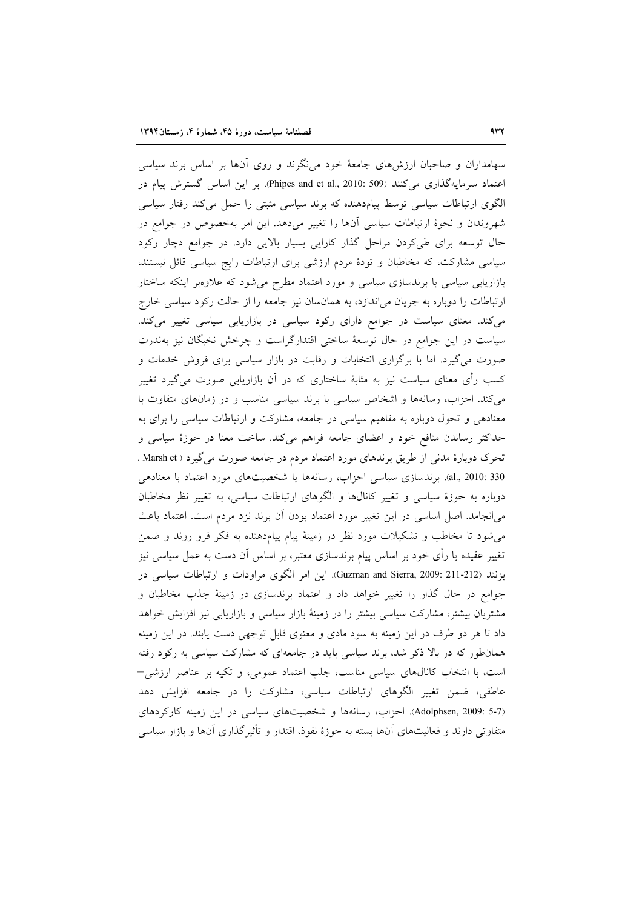سهامداران و صاحبان ارزش‌های جامعهٔ خود می‌نگرند و روی آن‌ها بر اساس برند سیاسی اعتماد سرمایه‌گذاری می‌کنند (Phipes and et al., 2010: 509). بر این اساس گسترش پیام در الگوی ارتباطات سیاسی توسط پیام‌دهنده که برند سیاسی مثبتی را حمل می‌کند رفتار سیاسی شهروندان و نحوهٔ ارتباطات سیاسی آن‌ها را تغییر می‌دهد. این امر به‌خصوص در جوامع در حال توسعه برای طی‌کردن مراحل گذار کارایی بسیار بالایی دارد. در جوامع دچار رکود سیاسی مشارکت، که مخاطبان و تودهٔ مردم ارزشی برای ارتباطات رایج سیاسی قائل نیستند، بازاریابی سیاسی با برندسازی سیاسی و مورد اعتماد مطرح می‌شود که علاوه‌بر اینکه ساختار ارتباطات را دوباره به جریان می‌اندازد، به همان‌سان نیز جامعه را از حالت رکود سیاسی خارج می‌کند. معنای سیاست در جوامع دارای رکود سیاسی در بازاریابی سیاسی تغییر می‌کند. سیاست در این جوامع در حال توسعهٔ ساختی اقتدارگراست و چرخش نخبگان نیز به‌ندرت صورت می‌گیرد. اما با برگزاری انتخابات و رقابت در بازار سیاسی برای فروش خدمات و کسب رأی معنای سیاست نیز به مثابهٔ ساختاری که در آن بازاریابی صورت می‌گیرد تغییر می‌کند. احزاب، رسانه‌ها و اشخاص سیاسی با برند سیاسی مناسب و در زمان‌های متفاوت با معنادهی و تحول دوباره به مفاهیم سیاسی در جامعه، مشارکت و ارتباطات سیاسی را برای به حداکثر رساندن منافع خود و اعضای جامعه فراهم می‌کند. ساخت معنا در حوزهٔ سیاسی و تحرک دوبارهٔ مدنی از طریق برندهای مورد اعتماد مردم در جامعه صورت می‌گیرد (Marsh et al., 2010: 330). برندسازی سیاسی احزاب، رسانه‌ها یا شخصیت‌های مورد اعتماد با معنادهی دوباره به حوزهٔ سیاسی و تغییر کانال‌ها و الگوهای ارتباطات سیاسی، به تغییر نظر مخاطبان می‌انجامد. اصل اساسی در این تغییر مورد اعتماد بودن آن برند نزد مردم است. اعتماد باعث می‌شود تا مخاطب و تشکیلات مورد نظر در زمینهٔ پیام پیام‌دهنده به فکر فرو روند و ضمن تغییر عقیده یا رأی خود بر اساس پیام برندسازی معتبر، بر اساس آن دست به عمل سیاسی نیز بزنند (Guzman and Sierra, 2009: 211-212). این امر الگوی مراودات و ارتباطات سیاسی در جوامع در حال گذار را تغییر خواهد داد و اعتماد برندسازی در زمینهٔ جذب مخاطبان و مشتریان بیشتر، مشارکت سیاسی بیشتر را در زمینهٔ بازار سیاسی و بازاریابی نیز افزایش خواهد داد تا هر دو طرف در این زمینه به سود مادی و معنوی قابل توجهی دست یابند. در این زمینه همان‌طور که در بالا ذکر شد، برند سیاسی باید در جامعه‌ای که مشارکت سیاسی به رکود رفته است، با انتخاب کانال‌های سیاسی مناسب، جلب اعتماد عمومی، و تکیه بر عناصر ارزشی–عاطفی، ضمن تغییر الگوهای ارتباطات سیاسی، مشارکت را در جامعه افزایش دهد (Adolphsen, 2009: 5-7). احزاب، رسانه‌ها و شخصیت‌های سیاسی در این زمینه کارکردهای متفاوتی دارند و فعالیت‌های آن‌ها بسته به حوزهٔ نفوذ، اقتدار و تأثیرگذاری آن‌ها و بازار سیاسی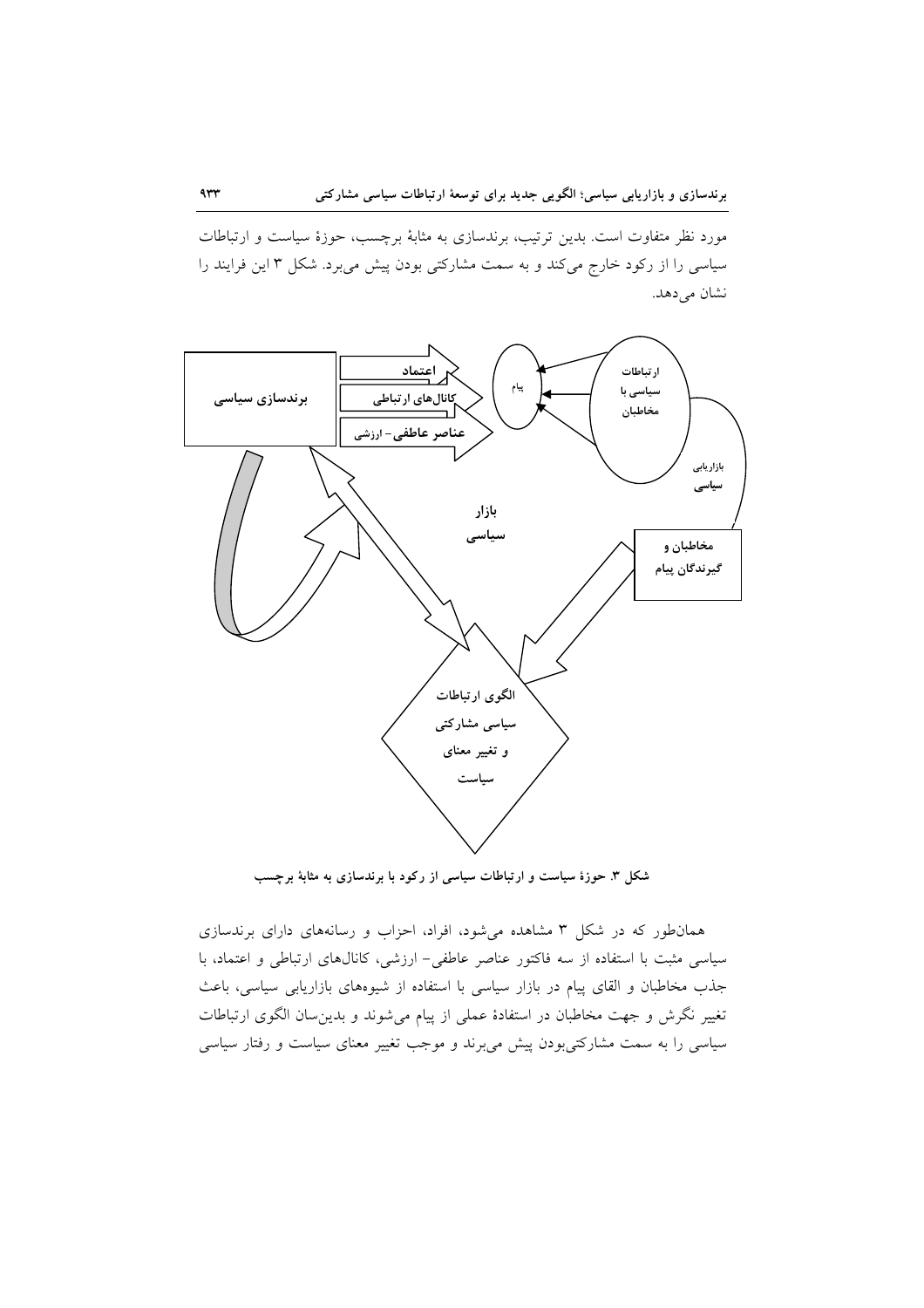مورد نظر متفاوت است. بدین ترتیب، برندسازی به مثابهٔ برچسب، حوزهٔ سیاست و ارتباطات سیاسی را از رکود خارج می‌کند و به سمت مشارکتی بودن پیش می‌برد. شکل ۳ این فرایند را نشان می‌دهد.

برندسازی سیاسی

اعتماد

کانال‌های ارتباطی

عناصر عاطفی- ارزشی

پیام

ارتباطات سیاسی با مخاطبان

بازاریابی سیاسی

بازار سیاسی

مخاطبان و گیرندگان پیام

الگوی ارتباطات سیاسی مشارکتی و تغییر معنای سیاست

**شکل ۳.** حوزهٔ سیاست و ارتباطات سیاسی از رکود با برندسازی به مثابهٔ برچسب

همان‌طور که در شکل ۳ مشاهده می‌شود، افراد، احزاب و رسانه‌های دارای برندسازی سیاسی مثبت با استفاده از سه فاکتور عناصر عاطفی- ارزشی، کانال‌های ارتباطی و اعتماد، با جذب مخاطبان و القای پیام در بازار سیاسی با استفاده از شیوه‌های بازاریابی سیاسی، باعث تغییر نگرش و جهت مخاطبان در استفادهٔ عملی از پیام می‌شوند و بدین‌سان الگوی ارتباطات سیاسی را به سمت مشارکتی‌بودن پیش می‌برند و موجب تغییر معنای سیاست و رفتار سیاسی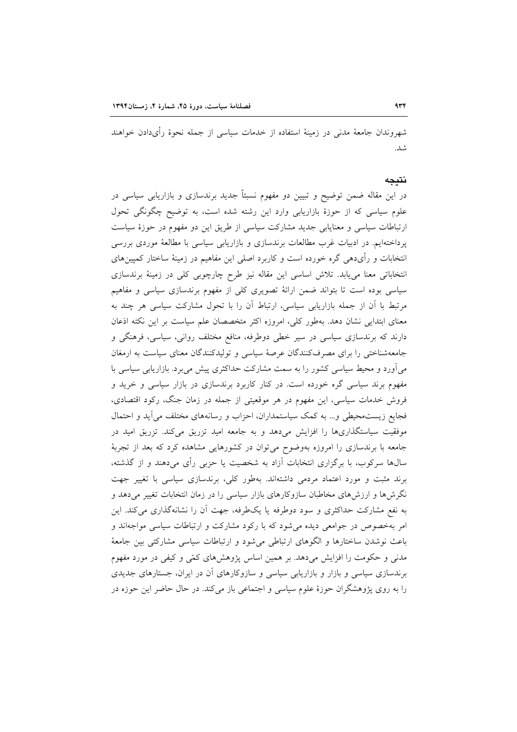شهروندان جامعهٔ مدنی در زمینهٔ استفاده از خدمات سیاسی از جمله نحوهٔ رأی‌دادن خواهند شد.

## نتیجه

در این مقاله ضمن توضیح و تبیین دو مفهوم نسبتاً جدید برندسازی و بازاریابی سیاسی در علوم سیاسی که از حوزهٔ بازاریابی وارد این رشته شده است، به توضیح چگونگی تحول ارتباطات سیاسی و معنایابی جدید مشارکت سیاسی از طریق این دو مفهوم در حوزهٔ سیاست پرداخته‌ایم. در ادبیات غرب مطالعات برندسازی و بازاریابی سیاسی با مطالعهٔ موردی بررسی انتخابات و رأی‌دهی گره خورده است و کاربرد اصلی این مفاهیم در زمینهٔ ساختار کمپین‌های انتخاباتی معنا می‌یابد. تلاش اساسی این مقاله نیز طرح چارچوبی کلی در زمینهٔ برندسازی سیاسی بوده است تا بتواند ضمن ارائهٔ تصویری کلی از مفهوم برندسازی سیاسی و مفاهیم مرتبط با آن از جمله بازاریابی سیاسی، ارتباط آن را با تحول مشارکت سیاسی هر چند به معنای ابتدایی نشان دهد. به‌طور کلی، امروزه اکثر متخصصان علم سیاست بر این نکته اذعان دارند که برندسازی سیاسی در سیر خطی دوطرفه، منافع مختلف روانی، سیاسی، فرهنگی و جامعه‌شناختی را برای مصرف‌کنندگان عرصهٔ سیاسی و تولیدکنندگان معنای سیاست به ارمغان می‌آورد و محیط سیاسی کشور را به سمت مشارکت حداکثری پیش می‌برد. بازاریابی سیاسی با مفهوم برند سیاسی گره خورده است. در کنار کاربرد برندسازی در بازار سیاسی و خرید و فروش خدمات سیاسی، این مفهوم در هر موقعیتی از جمله در زمان جنگ، رکود اقتصادی، فجایع زیست‌محیطی و... به کمک سیاستمداران، احزاب و رسانه‌های مختلف می‌آید و احتمال موفقیت سیاستگذاری‌ها را افزایش می‌دهد و به جامعه امید تزریق می‌کند. تزریق امید در جامعه با برندسازی را امروزه به‌وضوح می‌توان در کشورهایی مشاهده کرد که بعد از تجربهٔ سال‌ها سرکوب، با برگزاری انتخابات آزاد به شخصیت یا حزبی رأی می‌دهند و از گذشته، برند مثبت و مورد اعتماد مردمی داشته‌اند. به‌طور کلی، برندسازی سیاسی با تغییر جهت نگرش‌ها و ارزش‌های مخاطبان سازوکارهای بازار سیاسی را در زمان انتخابات تغییر می‌دهد و به نفع مشارکت حداکثری و سود دوطرفه یا یک‌طرفه، جهت آن را نشانه‌گذاری می‌کند. این امر به‌خصوص در جوامعی دیده می‌شود که با رکود مشارکت و ارتباطات سیاسی مواجه‌اند و باعث نوشدن ساختارها و الگوهای ارتباطی می‌شود و ارتباطات سیاسی مشارکتی بین جامعهٔ مدنی و حکومت را افزایش می‌دهد. بر همین اساس پژوهش‌های کمّی و کیفی در مورد مفهوم برندسازی سیاسی و بازار و بازاریابی سیاسی و سازوکارهای آن در ایران، جستارهای جدیدی را به روی پژوهشگران حوزهٔ علوم سیاسی و اجتماعی باز می‌کند. در حال حاضر این حوزه در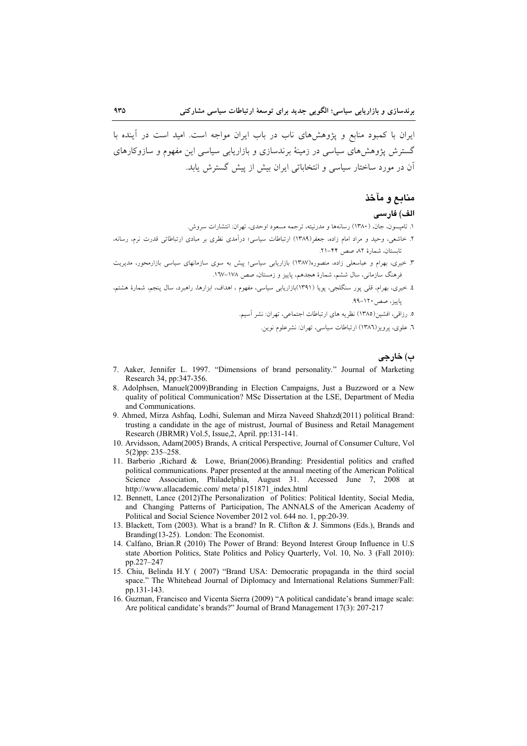ایران با کمبود منابع و پژوهش‌های ناب در باب ایران مواجه است. امید است در آینده با گسترش پژوهش‌های سیاسی در زمینهٔ برندسازی و بازاریابی سیاسی این مفهوم و سازوکارهای آن در مورد ساختار سیاسی و انتخاباتی ایران بیش از پیش گسترش یابد.

## منابع و مآخذ

### الف) فارسی

۱. تامپسون، جان، (۱۳۸۰) رسانه‌ها و مدرنیته، ترجمه مسعود اوحدی، تهران: انتشارات سروش.

۲. خاشعی، وحید و مراد امام زاده، جعفر(۱۳۸۹) ارتباطات سیاسی؛ درآمدی نظری بر مبادی ارتباطاتی قدرت نرم، رسانه، تابستان، شمارهٔ ۸۲ صص ۴۴-۲۱.

۳. خیری، بهرام و عباسعلی زاده، منصوره(۱۳۸۷) بازاریابی سیاسی؛ پیش به سوی سازمانهای سیاسی بازارمحور، مدیریت فرهنگ سازمانی، سال ششم، شمارهٔ هجدهم، پاییز و زمستان، صص ۱۷۸-۱۶۷.

٤. خیری، بهرام، قلی پور سنگلجی، پویا (۱۳۹۱)بازاریابی سیاسی، مفهوم ، اهداف، ابزارها، راهبرد، سال پنجم، شمارهٔ هشتم، پاییز، صص۱۲۰-۹۹.

٥. رزاقی، افشین(۱۳۸۵) نظریه های ارتباطات اجتماعی، تهران: نشر آسیم.

٦. علوی، پرویز(۱۳۸٦) ارتباطات سیاسی، تهران: نشرعلوم نوین.

### ب) خارجی

7. Aaker, Jennifer L. 1997. "Dimensions of brand personality." Journal of Marketing Research 34, pp:347-356.
8. Adolphsen, Manuel(2009)Branding in Election Campaigns, Just a Buzzword or a New quality of political Communication? MSc Dissertation at the LSE, Department of Media and Communications.
9. Ahmed, Mirza Ashfaq, Lodhi, Suleman and Mirza Naveed Shahzd(2011) political Brand: trusting a candidate in the age of mistrust, Journal of Business and Retail Management Research (JBRMR) Vol.5, Issue,2, April. pp:131-141.
10. Arvidsson, Adam(2005) Brands, A critical Perspective, Journal of Consumer Culture, Vol 5(2)pp: 235–258.
11. Barberio ,Richard & Lowe, Brian(2006).Branding: Presidential politics and crafted political communications. Paper presented at the annual meeting of the American Political Science Association, Philadelphia, August 31. Accessed June 7, 2008 at http://www.allacademic.com/ meta/ p151871_index.html
12. Bennett, Lance (2012)The Personalization of Politics: Political Identity, Social Media, and Changing Patterns of Participation, The ANNALS of the American Academy of Political and Social Science November 2012 vol. 644 no. 1, pp:20-39.
13. Blackett, Tom (2003). What is a brand? In R. Clifton & J. Simmons (Eds.), Brands and Branding(13-25). London: The Economist.
14. Calfano, Brian.R (2010) The Power of Brand: Beyond Interest Group Influence in U.S state Abortion Politics, State Politics and Policy Quarterly, Vol. 10, No. 3 (Fall 2010): pp.227–247
15. Chiu, Belinda H.Y ( 2007) "Brand USA: Democratic propaganda in the third social space." The Whitehead Journal of Diplomacy and International Relations Summer/Fall: pp.131-143.
16. Guzman, Francisco and Vicenta Sierra (2009) "A political candidate's brand image scale: Are political candidate's brands?" Journal of Brand Management 17(3): 207-217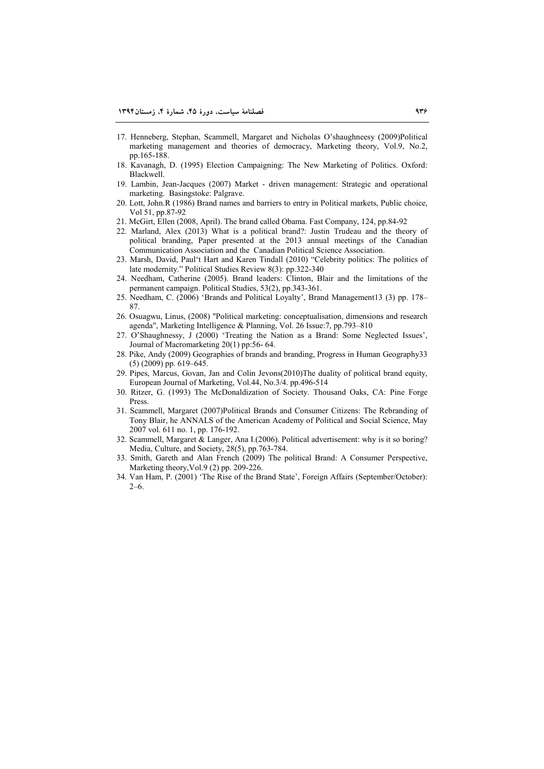17. Henneberg, Stephan, Scammell, Margaret and Nicholas O'shaughneesy (2009)Political marketing management and theories of democracy, Marketing theory, Vol.9, No.2, pp.165-188.
18. Kavanagh, D. (1995) Election Campaigning: The New Marketing of Politics. Oxford: Blackwell.
19. Lambin, Jean-Jacques (2007) Market - driven management: Strategic and operational marketing. Basingstoke: Palgrave.
20. Lott, John.R (1986) Brand names and barriers to entry in Political markets, Public choice, Vol 51, pp.87-92
21. McGirt, Ellen (2008, April). The brand called Obama. Fast Company, 124, pp.84-92
22. Marland, Alex (2013) What is a political brand?: Justin Trudeau and the theory of political branding, Paper presented at the 2013 annual meetings of the Canadian Communication Association and the Canadian Political Science Association.
23. Marsh, David, Paul't Hart and Karen Tindall (2010) "Celebrity politics: The politics of late modernity." Political Studies Review 8(3): pp.322-340
24. Needham, Catherine (2005). Brand leaders: Clinton, Blair and the limitations of the permanent campaign. Political Studies, 53(2), pp.343-361.
25. Needham, C. (2006) 'Brands and Political Loyalty', Brand Management13 (3) pp. 178–87.
26. Osuagwu, Linus, (2008) "Political marketing: conceptualisation, dimensions and research agenda", Marketing Intelligence & Planning, Vol. 26 Issue:7, pp.793–810
27. O'Shaughnessy, J (2000) 'Treating the Nation as a Brand: Some Neglected Issues', Journal of Macromarketing 20(1) pp:56- 64.
28. Pike, Andy (2009) Geographies of brands and branding, Progress in Human Geography33 (5) (2009) pp. 619–645.
29. Pipes, Marcus, Govan, Jan and Colin Jevons(2010)The duality of political brand equity, European Journal of Marketing, Vol.44, No.3/4. pp.496-514
30. Ritzer, G. (1993) The McDonaldization of Society. Thousand Oaks, CA: Pine Forge Press.
31. Scammell, Margaret (2007)Political Brands and Consumer Citizens: The Rebranding of Tony Blair, he ANNALS of the American Academy of Political and Social Science, May 2007 vol. 611 no. 1, pp. 176-192.
32. Scammell, Margaret & Langer, Ana I.(2006). Political advertisement: why is it so boring? Media, Culture, and Society, 28(5), pp.763-784.
33. Smith, Gareth and Alan French (2009) The political Brand: A Consumer Perspective, Marketing theory,Vol.9 (2) pp. 209-226.
34. Van Ham, P. (2001) 'The Rise of the Brand State', Foreign Affairs (September/October): 2–6.